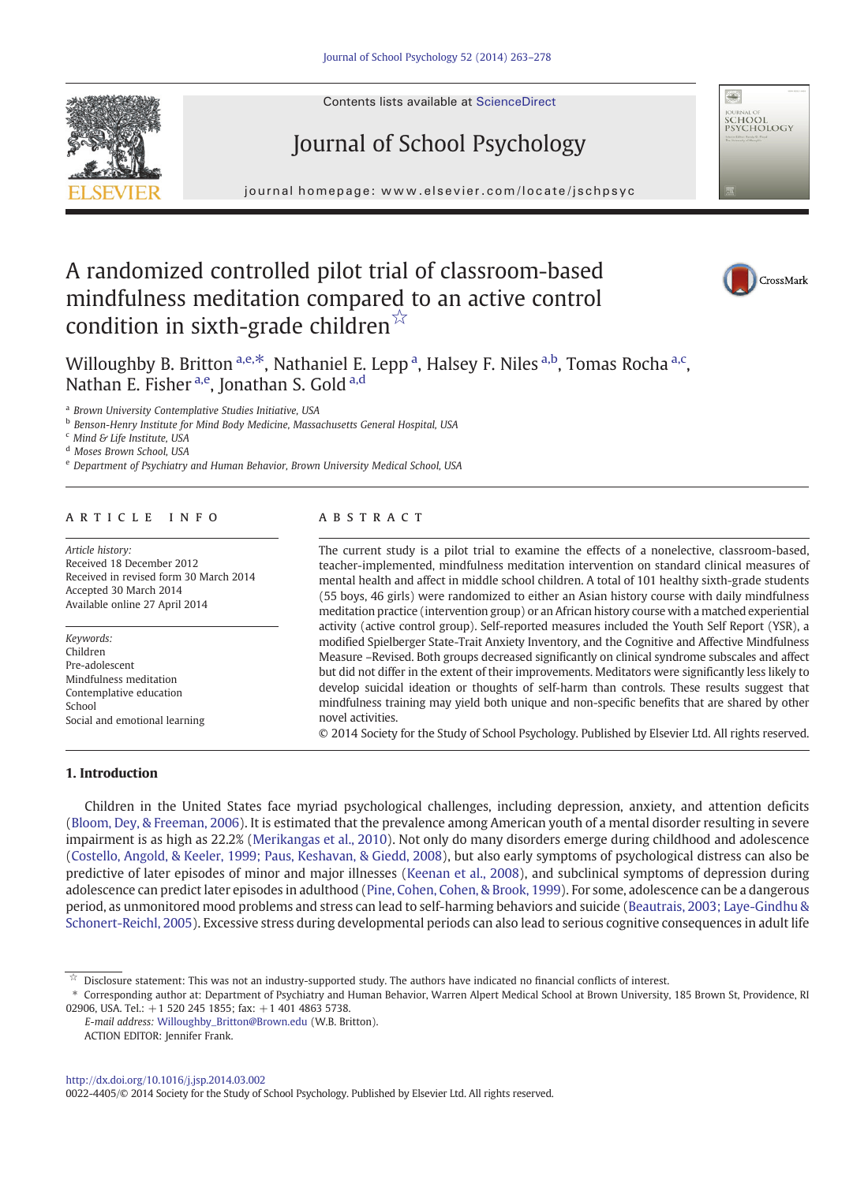# A randomized controlled pilot trial of classroom-based mindfulness meditation compared to an active control condition in sixth-grade children[☆]

Willoughby B. Britton [a,e,*], Nathaniel E. Lepp [a], Halsey F. Niles [a,b], Tomas Rocha [a,c], Nathan E. Fisher [a,e], Jonathan S. Gold [a,d]

[a] Brown University Contemplative Studies Initiative, USA
[b] Benson-Henry Institute for Mind Body Medicine, Massachusetts General Hospital, USA
[c] Mind & Life Institute, USA
[d] Moses Brown School, USA
[e] Department of Psychiatry and Human Behavior, Brown University Medical School, USA

## ARTICLE INFO

*Article history:*
Received 18 December 2012
Received in revised form 30 March 2014
Accepted 30 March 2014
Available online 27 April 2014

*Keywords:*
Children
Pre-adolescent
Mindfulness meditation
Contemplative education
School
Social and emotional learning

## ABSTRACT

The current study is a pilot trial to examine the effects of a nonelective, classroom-based, teacher-implemented, mindfulness meditation intervention on standard clinical measures of mental health and affect in middle school children. A total of 101 healthy sixth-grade students (55 boys, 46 girls) were randomized to either an Asian history course with daily mindfulness meditation practice (intervention group) or an African history course with a matched experiential activity (active control group). Self-reported measures included the Youth Self Report (YSR), a modified Spielberger State-Trait Anxiety Inventory, and the Cognitive and Affective Mindfulness Measure –Revised. Both groups decreased significantly on clinical syndrome subscales and affect but did not differ in the extent of their improvements. Meditators were significantly less likely to develop suicidal ideation or thoughts of self-harm than controls. These results suggest that mindfulness training may yield both unique and non-specific benefits that are shared by other novel activities.

© 2014 Society for the Study of School Psychology. Published by Elsevier Ltd. All rights reserved.

## 1. Introduction

Children in the United States face myriad psychological challenges, including depression, anxiety, and attention deficits (Bloom, Dey, & Freeman, 2006). It is estimated that the prevalence among American youth of a mental disorder resulting in severe impairment is as high as 22.2% (Merikangas et al., 2010). Not only do many disorders emerge during childhood and adolescence (Costello, Angold, & Keeler, 1999; Paus, Keshavan, & Giedd, 2008), but also early symptoms of psychological distress can also be predictive of later episodes of minor and major illnesses (Keenan et al., 2008), and subclinical symptoms of depression during adolescence can predict later episodes in adulthood (Pine, Cohen, Cohen, & Brook, 1999). For some, adolescence can be a dangerous period, as unmonitored mood problems and stress can lead to self-harming behaviors and suicide (Beautrais, 2003; Laye-Gindhu & Schonert-Reichl, 2005). Excessive stress during developmental periods can also lead to serious cognitive consequences in adult life

☆ Disclosure statement: This was not an industry-supported study. The authors have indicated no financial conflicts of interest.

\* Corresponding author at: Department of Psychiatry and Human Behavior, Warren Alpert Medical School at Brown University, 185 Brown St, Providence, RI 02906, USA. Tel.: +1 520 245 1855; fax: +1 401 4863 5738.

*E-mail address:* Willoughby_Britton@Brown.edu (W.B. Britton).

ACTION EDITOR: Jennifer Frank.

http://dx.doi.org/10.1016/j.jsp.2014.03.002
0022-4405/© 2014 Society for the Study of School Psychology. Published by Elsevier Ltd. All rights reserved.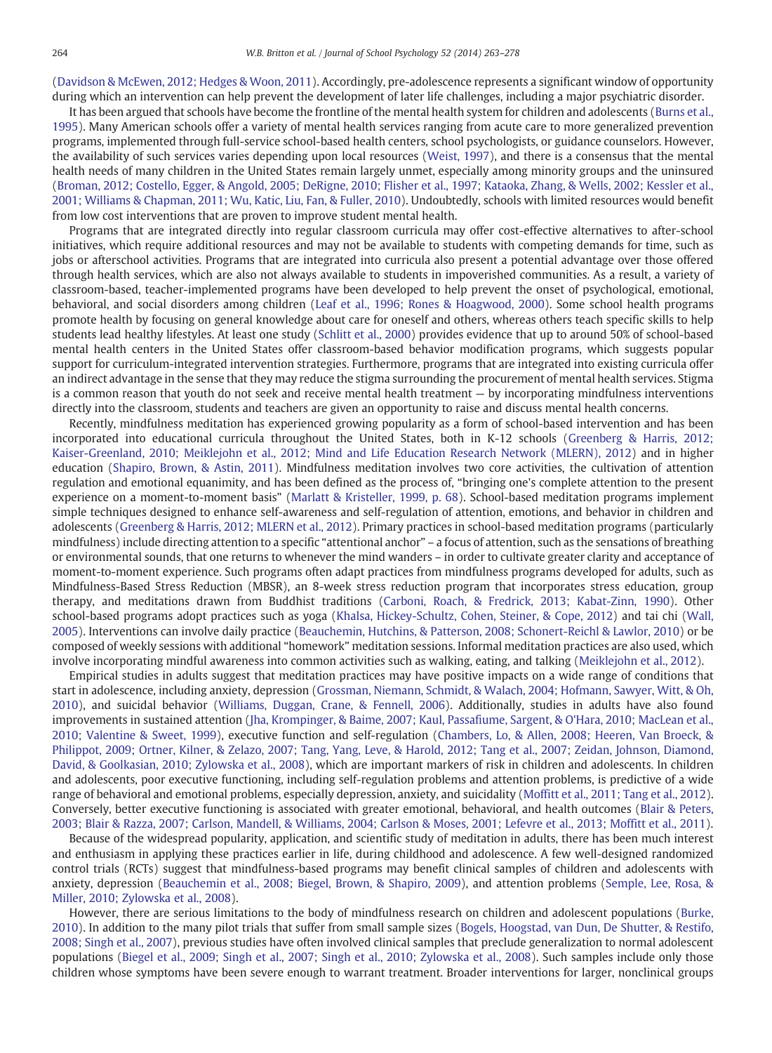(Davidson & McEwen, 2012; Hedges & Woon, 2011). Accordingly, pre-adolescence represents a significant window of opportunity during which an intervention can help prevent the development of later life challenges, including a major psychiatric disorder.

It has been argued that schools have become the frontline of the mental health system for children and adolescents (Burns et al., 1995). Many American schools offer a variety of mental health services ranging from acute care to more generalized prevention programs, implemented through full-service school-based health centers, school psychologists, or guidance counselors. However, the availability of such services varies depending upon local resources (Weist, 1997), and there is a consensus that the mental health needs of many children in the United States remain largely unmet, especially among minority groups and the uninsured (Broman, 2012; Costello, Egger, & Angold, 2005; DeRigne, 2010; Flisher et al., 1997; Kataoka, Zhang, & Wells, 2002; Kessler et al., 2001; Williams & Chapman, 2011; Wu, Katic, Liu, Fan, & Fuller, 2010). Undoubtedly, schools with limited resources would benefit from low cost interventions that are proven to improve student mental health.

Programs that are integrated directly into regular classroom curricula may offer cost-effective alternatives to after-school initiatives, which require additional resources and may not be available to students with competing demands for time, such as jobs or afterschool activities. Programs that are integrated into curricula also present a potential advantage over those offered through health services, which are also not always available to students in impoverished communities. As a result, a variety of classroom-based, teacher-implemented programs have been developed to help prevent the onset of psychological, emotional, behavioral, and social disorders among children (Leaf et al., 1996; Rones & Hoagwood, 2000). Some school health programs promote health by focusing on general knowledge about care for oneself and others, whereas others teach specific skills to help students lead healthy lifestyles. At least one study (Schlitt et al., 2000) provides evidence that up to around 50% of school-based mental health centers in the United States offer classroom-based behavior modification programs, which suggests popular support for curriculum-integrated intervention strategies. Furthermore, programs that are integrated into existing curricula offer an indirect advantage in the sense that they may reduce the stigma surrounding the procurement of mental health services. Stigma is a common reason that youth do not seek and receive mental health treatment — by incorporating mindfulness interventions directly into the classroom, students and teachers are given an opportunity to raise and discuss mental health concerns.

Recently, mindfulness meditation has experienced growing popularity as a form of school-based intervention and has been incorporated into educational curricula throughout the United States, both in K-12 schools (Greenberg & Harris, 2012; Kaiser-Greenland, 2010; Meiklejohn et al., 2012; Mind and Life Education Research Network (MLERN), 2012) and in higher education (Shapiro, Brown, & Astin, 2011). Mindfulness meditation involves two core activities, the cultivation of attention regulation and emotional equanimity, and has been defined as the process of, "bringing one's complete attention to the present experience on a moment-to-moment basis" (Marlatt & Kristeller, 1999, p. 68). School-based meditation programs implement simple techniques designed to enhance self-awareness and self-regulation of attention, emotions, and behavior in children and adolescents (Greenberg & Harris, 2012; MLERN et al., 2012). Primary practices in school-based meditation programs (particularly mindfulness) include directing attention to a specific "attentional anchor" – a focus of attention, such as the sensations of breathing or environmental sounds, that one returns to whenever the mind wanders – in order to cultivate greater clarity and acceptance of moment-to-moment experience. Such programs often adapt practices from mindfulness programs developed for adults, such as Mindfulness-Based Stress Reduction (MBSR), an 8-week stress reduction program that incorporates stress education, group therapy, and meditations drawn from Buddhist traditions (Carboni, Roach, & Fredrick, 2013; Kabat-Zinn, 1990). Other school-based programs adopt practices such as yoga (Khalsa, Hickey-Schultz, Cohen, Steiner, & Cope, 2012) and tai chi (Wall, 2005). Interventions can involve daily practice (Beauchemin, Hutchins, & Patterson, 2008; Schonert-Reichl & Lawlor, 2010) or be composed of weekly sessions with additional "homework" meditation sessions. Informal meditation practices are also used, which involve incorporating mindful awareness into common activities such as walking, eating, and talking (Meiklejohn et al., 2012).

Empirical studies in adults suggest that meditation practices may have positive impacts on a wide range of conditions that start in adolescence, including anxiety, depression (Grossman, Niemann, Schmidt, & Walach, 2004; Hofmann, Sawyer, Witt, & Oh, 2010), and suicidal behavior (Williams, Duggan, Crane, & Fennell, 2006). Additionally, studies in adults have also found improvements in sustained attention (Jha, Krompinger, & Baime, 2007; Kaul, Passafiume, Sargent, & O'Hara, 2010; MacLean et al., 2010; Valentine & Sweet, 1999), executive function and self-regulation (Chambers, Lo, & Allen, 2008; Heeren, Van Broeck, & Philippot, 2009; Ortner, Kilner, & Zelazo, 2007; Tang, Yang, Leve, & Harold, 2012; Tang et al., 2007; Zeidan, Johnson, Diamond, David, & Goolkasian, 2010; Zylowska et al., 2008), which are important markers of risk in children and adolescents. In children and adolescents, poor executive functioning, including self-regulation problems and attention problems, is predictive of a wide range of behavioral and emotional problems, especially depression, anxiety, and suicidality (Moffitt et al., 2011; Tang et al., 2012). Conversely, better executive functioning is associated with greater emotional, behavioral, and health outcomes (Blair & Peters, 2003; Blair & Razza, 2007; Carlson, Mandell, & Williams, 2004; Carlson & Moses, 2001; Lefevre et al., 2013; Moffitt et al., 2011).

Because of the widespread popularity, application, and scientific study of meditation in adults, there has been much interest and enthusiasm in applying these practices earlier in life, during childhood and adolescence. A few well-designed randomized control trials (RCTs) suggest that mindfulness-based programs may benefit clinical samples of children and adolescents with anxiety, depression (Beauchemin et al., 2008; Biegel, Brown, & Shapiro, 2009), and attention problems (Semple, Lee, Rosa, & Miller, 2010; Zylowska et al., 2008).

However, there are serious limitations to the body of mindfulness research on children and adolescent populations (Burke, 2010). In addition to the many pilot trials that suffer from small sample sizes (Bogels, Hoogstad, van Dun, De Shutter, & Restifo, 2008; Singh et al., 2007), previous studies have often involved clinical samples that preclude generalization to normal adolescent populations (Biegel et al., 2009; Singh et al., 2007; Singh et al., 2010; Zylowska et al., 2008). Such samples include only those children whose symptoms have been severe enough to warrant treatment. Broader interventions for larger, nonclinical groups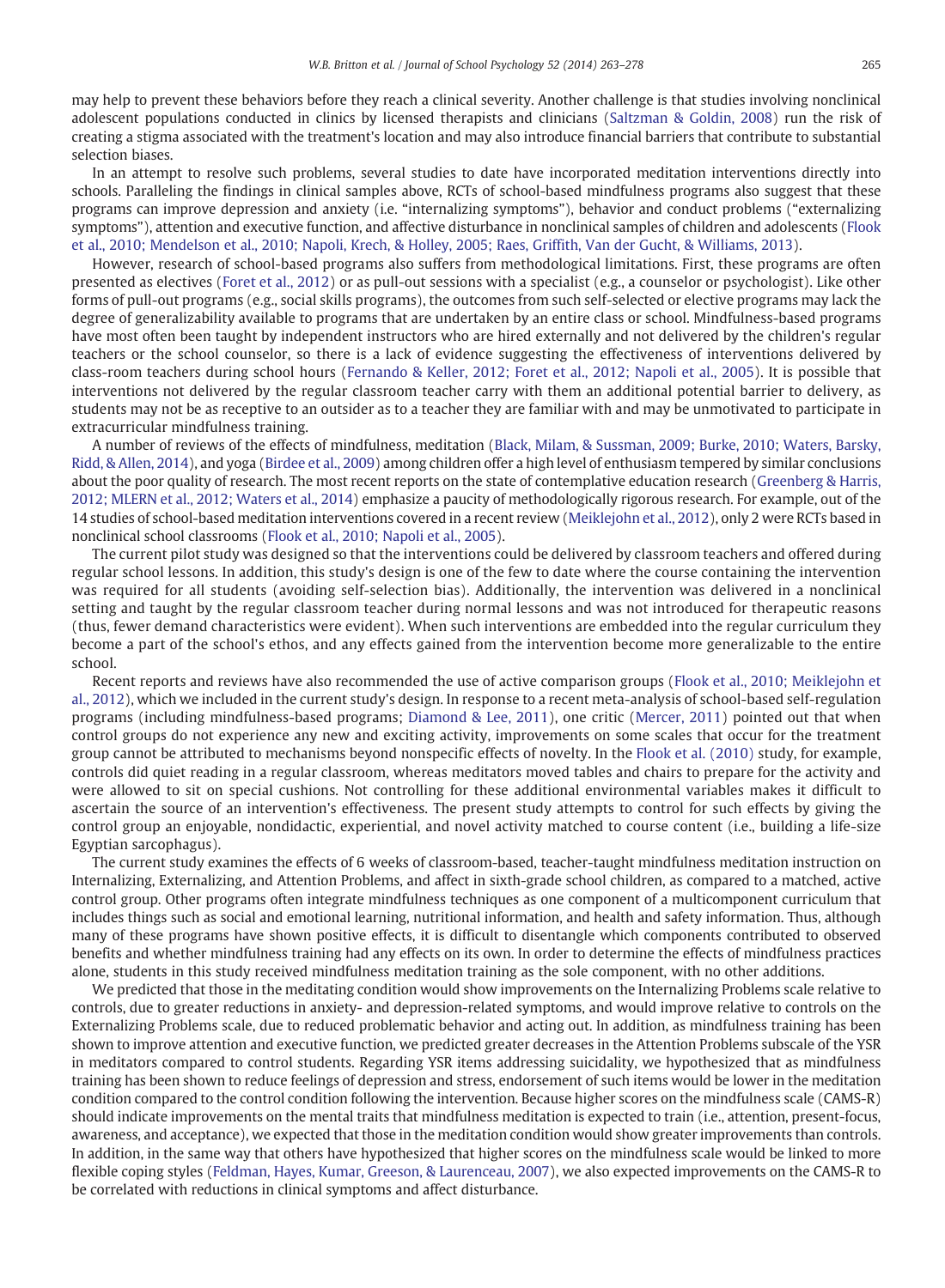may help to prevent these behaviors before they reach a clinical severity. Another challenge is that studies involving nonclinical adolescent populations conducted in clinics by licensed therapists and clinicians (Saltzman & Goldin, 2008) run the risk of creating a stigma associated with the treatment's location and may also introduce financial barriers that contribute to substantial selection biases.

In an attempt to resolve such problems, several studies to date have incorporated meditation interventions directly into schools. Paralleling the findings in clinical samples above, RCTs of school-based mindfulness programs also suggest that these programs can improve depression and anxiety (i.e. "internalizing symptoms"), behavior and conduct problems ("externalizing symptoms"), attention and executive function, and affective disturbance in nonclinical samples of children and adolescents (Flook et al., 2010; Mendelson et al., 2010; Napoli, Krech, & Holley, 2005; Raes, Griffith, Van der Gucht, & Williams, 2013).

However, research of school-based programs also suffers from methodological limitations. First, these programs are often presented as electives (Foret et al., 2012) or as pull-out sessions with a specialist (e.g., a counselor or psychologist). Like other forms of pull-out programs (e.g., social skills programs), the outcomes from such self-selected or elective programs may lack the degree of generalizability available to programs that are undertaken by an entire class or school. Mindfulness-based programs have most often been taught by independent instructors who are hired externally and not delivered by the children's regular teachers or the school counselor, so there is a lack of evidence suggesting the effectiveness of interventions delivered by class-room teachers during school hours (Fernando & Keller, 2012; Foret et al., 2012; Napoli et al., 2005). It is possible that interventions not delivered by the regular classroom teacher carry with them an additional potential barrier to delivery, as students may not be as receptive to an outsider as to a teacher they are familiar with and may be unmotivated to participate in extracurricular mindfulness training.

A number of reviews of the effects of mindfulness, meditation (Black, Milam, & Sussman, 2009; Burke, 2010; Waters, Barsky, Ridd, & Allen, 2014), and yoga (Birdee et al., 2009) among children offer a high level of enthusiasm tempered by similar conclusions about the poor quality of research. The most recent reports on the state of contemplative education research (Greenberg & Harris, 2012; MLERN et al., 2012; Waters et al., 2014) emphasize a paucity of methodologically rigorous research. For example, out of the 14 studies of school-based meditation interventions covered in a recent review (Meiklejohn et al., 2012), only 2 were RCTs based in nonclinical school classrooms (Flook et al., 2010; Napoli et al., 2005).

The current pilot study was designed so that the interventions could be delivered by classroom teachers and offered during regular school lessons. In addition, this study's design is one of the few to date where the course containing the intervention was required for all students (avoiding self-selection bias). Additionally, the intervention was delivered in a nonclinical setting and taught by the regular classroom teacher during normal lessons and was not introduced for therapeutic reasons (thus, fewer demand characteristics were evident). When such interventions are embedded into the regular curriculum they become a part of the school's ethos, and any effects gained from the intervention become more generalizable to the entire school.

Recent reports and reviews have also recommended the use of active comparison groups (Flook et al., 2010; Meiklejohn et al., 2012), which we included in the current study's design. In response to a recent meta-analysis of school-based self-regulation programs (including mindfulness-based programs; Diamond & Lee, 2011), one critic (Mercer, 2011) pointed out that when control groups do not experience any new and exciting activity, improvements on some scales that occur for the treatment group cannot be attributed to mechanisms beyond nonspecific effects of novelty. In the Flook et al. (2010) study, for example, controls did quiet reading in a regular classroom, whereas meditators moved tables and chairs to prepare for the activity and were allowed to sit on special cushions. Not controlling for these additional environmental variables makes it difficult to ascertain the source of an intervention's effectiveness. The present study attempts to control for such effects by giving the control group an enjoyable, nondidactic, experiential, and novel activity matched to course content (i.e., building a life-size Egyptian sarcophagus).

The current study examines the effects of 6 weeks of classroom-based, teacher-taught mindfulness meditation instruction on Internalizing, Externalizing, and Attention Problems, and affect in sixth-grade school children, as compared to a matched, active control group. Other programs often integrate mindfulness techniques as one component of a multicomponent curriculum that includes things such as social and emotional learning, nutritional information, and health and safety information. Thus, although many of these programs have shown positive effects, it is difficult to disentangle which components contributed to observed benefits and whether mindfulness training had any effects on its own. In order to determine the effects of mindfulness practices alone, students in this study received mindfulness meditation training as the sole component, with no other additions.

We predicted that those in the meditating condition would show improvements on the Internalizing Problems scale relative to controls, due to greater reductions in anxiety- and depression-related symptoms, and would improve relative to controls on the Externalizing Problems scale, due to reduced problematic behavior and acting out. In addition, as mindfulness training has been shown to improve attention and executive function, we predicted greater decreases in the Attention Problems subscale of the YSR in meditators compared to control students. Regarding YSR items addressing suicidality, we hypothesized that as mindfulness training has been shown to reduce feelings of depression and stress, endorsement of such items would be lower in the meditation condition compared to the control condition following the intervention. Because higher scores on the mindfulness scale (CAMS-R) should indicate improvements on the mental traits that mindfulness meditation is expected to train (i.e., attention, present-focus, awareness, and acceptance), we expected that those in the meditation condition would show greater improvements than controls. In addition, in the same way that others have hypothesized that higher scores on the mindfulness scale would be linked to more flexible coping styles (Feldman, Hayes, Kumar, Greeson, & Laurenceau, 2007), we also expected improvements on the CAMS-R to be correlated with reductions in clinical symptoms and affect disturbance.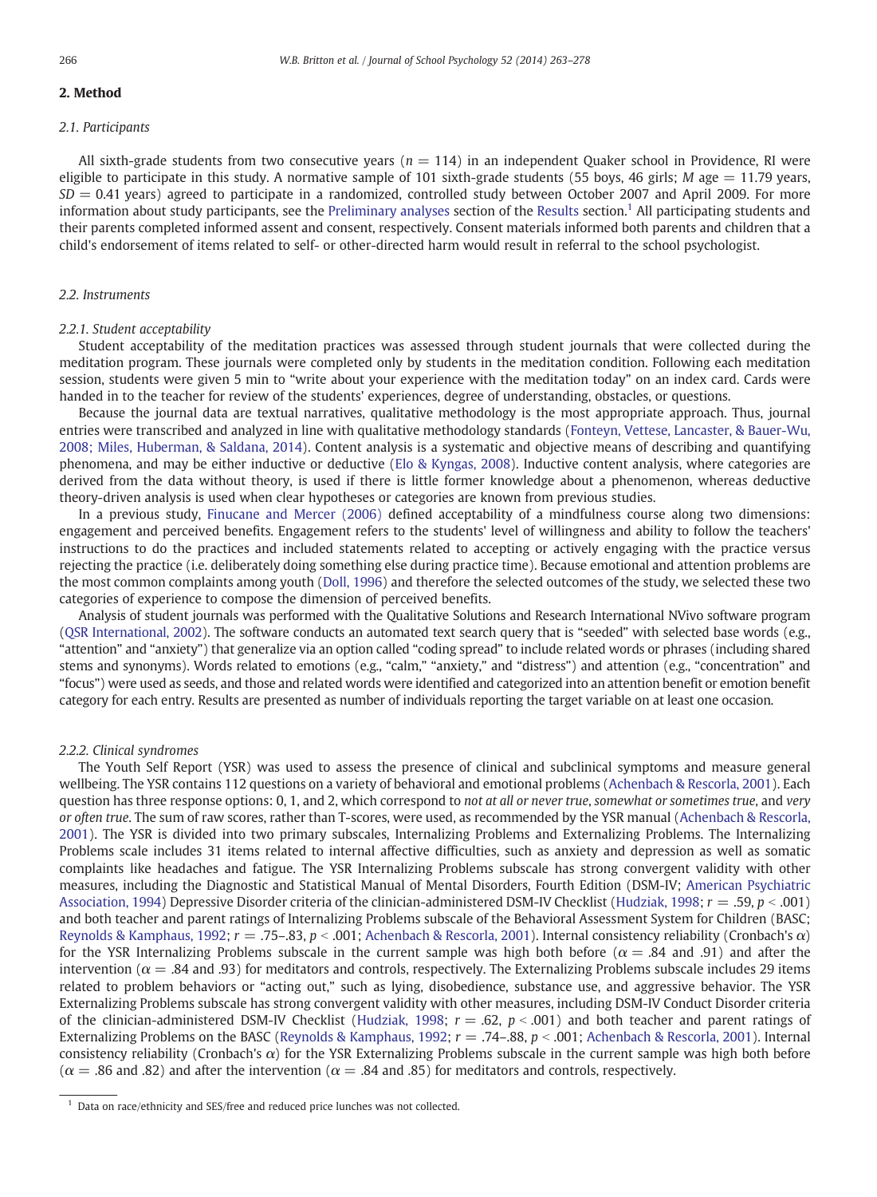## 2. Method

### 2.1. Participants

All sixth-grade students from two consecutive years ($n = 114$) in an independent Quaker school in Providence, RI were eligible to participate in this study. A normative sample of 101 sixth-grade students (55 boys, 46 girls; $M$ age = 11.79 years, $SD = 0.41$ years) agreed to participate in a randomized, controlled study between October 2007 and April 2009. For more information about study participants, see the Preliminary analyses section of the Results section.[1] All participating students and their parents completed informed assent and consent, respectively. Consent materials informed both parents and children that a child's endorsement of items related to self- or other-directed harm would result in referral to the school psychologist.

### 2.2. Instruments

#### 2.2.1. Student acceptability

Student acceptability of the meditation practices was assessed through student journals that were collected during the meditation program. These journals were completed only by students in the meditation condition. Following each meditation session, students were given 5 min to "write about your experience with the meditation today" on an index card. Cards were handed in to the teacher for review of the students' experiences, degree of understanding, obstacles, or questions.

Because the journal data are textual narratives, qualitative methodology is the most appropriate approach. Thus, journal entries were transcribed and analyzed in line with qualitative methodology standards (Fonteyn, Vettese, Lancaster, & Bauer-Wu, 2008; Miles, Huberman, & Saldana, 2014). Content analysis is a systematic and objective means of describing and quantifying phenomena, and may be either inductive or deductive (Elo & Kyngas, 2008). Inductive content analysis, where categories are derived from the data without theory, is used if there is little former knowledge about a phenomenon, whereas deductive theory-driven analysis is used when clear hypotheses or categories are known from previous studies.

In a previous study, Finucane and Mercer (2006) defined acceptability of a mindfulness course along two dimensions: engagement and perceived benefits. Engagement refers to the students' level of willingness and ability to follow the teachers' instructions to do the practices and included statements related to accepting or actively engaging with the practice versus rejecting the practice (i.e. deliberately doing something else during practice time). Because emotional and attention problems are the most common complaints among youth (Doll, 1996) and therefore the selected outcomes of the study, we selected these two categories of experience to compose the dimension of perceived benefits.

Analysis of student journals was performed with the Qualitative Solutions and Research International NVivo software program (QSR International, 2002). The software conducts an automated text search query that is "seeded" with selected base words (e.g., "attention" and "anxiety") that generalize via an option called "coding spread" to include related words or phrases (including shared stems and synonyms). Words related to emotions (e.g., "calm," "anxiety," and "distress") and attention (e.g., "concentration" and "focus") were used as seeds, and those and related words were identified and categorized into an attention benefit or emotion benefit category for each entry. Results are presented as number of individuals reporting the target variable on at least one occasion.

#### 2.2.2. Clinical syndromes

The Youth Self Report (YSR) was used to assess the presence of clinical and subclinical symptoms and measure general wellbeing. The YSR contains 112 questions on a variety of behavioral and emotional problems (Achenbach & Rescorla, 2001). Each question has three response options: 0, 1, and 2, which correspond to *not at all or never true*, *somewhat or sometimes true*, and *very or often true*. The sum of raw scores, rather than T-scores, were used, as recommended by the YSR manual (Achenbach & Rescorla, 2001). The YSR is divided into two primary subscales, Internalizing Problems and Externalizing Problems. The Internalizing Problems scale includes 31 items related to internal affective difficulties, such as anxiety and depression as well as somatic complaints like headaches and fatigue. The YSR Internalizing Problems subscale has strong convergent validity with other measures, including the Diagnostic and Statistical Manual of Mental Disorders, Fourth Edition (DSM-IV; American Psychiatric Association, 1994) Depressive Disorder criteria of the clinician-administered DSM-IV Checklist (Hudziak, 1998; $r = .59$, $p < .001$) and both teacher and parent ratings of Internalizing Problems subscale of the Behavioral Assessment System for Children (BASC; Reynolds & Kamphaus, 1992; $r = .75–.83$, $p < .001$; Achenbach & Rescorla, 2001). Internal consistency reliability (Cronbach's $\alpha$) for the YSR Internalizing Problems subscale in the current sample was high both before ($\alpha = .84$ and .91) and after the intervention ($\alpha = .84$ and .93) for meditators and controls, respectively. The Externalizing Problems subscale includes 29 items related to problem behaviors or "acting out," such as lying, disobedience, substance use, and aggressive behavior. The YSR Externalizing Problems subscale has strong convergent validity with other measures, including DSM-IV Conduct Disorder criteria of the clinician-administered DSM-IV Checklist (Hudziak, 1998; $r = .62$, $p < .001$) and both teacher and parent ratings of Externalizing Problems on the BASC (Reynolds & Kamphaus, 1992; $r = .74–.88$, $p < .001$; Achenbach & Rescorla, 2001). Internal consistency reliability (Cronbach's $\alpha$) for the YSR Externalizing Problems subscale in the current sample was high both before ($\alpha = .86$ and .82) and after the intervention ($\alpha = .84$ and .85) for meditators and controls, respectively.

[1] Data on race/ethnicity and SES/free and reduced price lunches was not collected.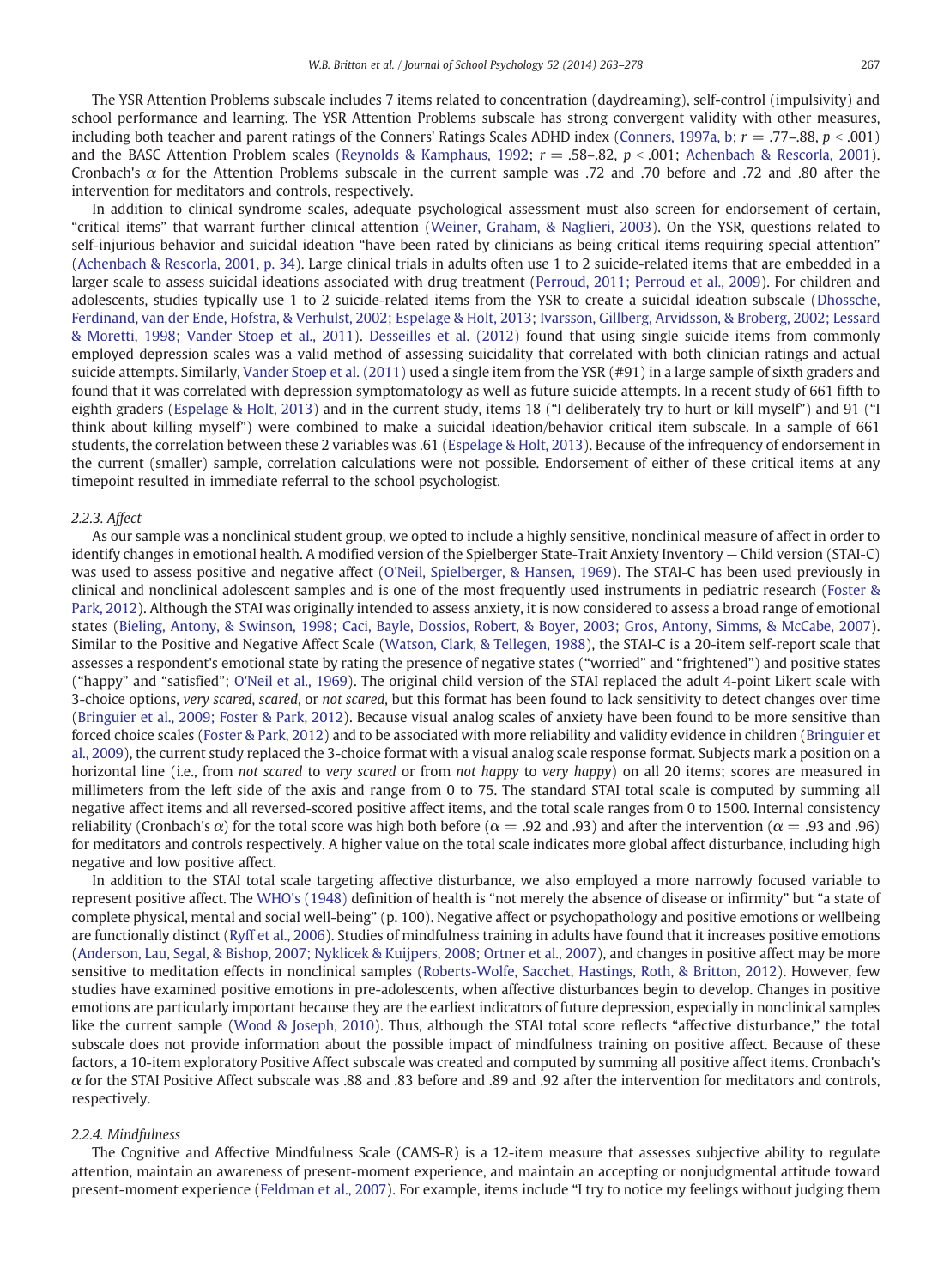The YSR Attention Problems subscale includes 7 items related to concentration (daydreaming), self-control (impulsivity) and school performance and learning. The YSR Attention Problems subscale has strong convergent validity with other measures, including both teacher and parent ratings of the Conners' Ratings Scales ADHD index (Conners, 1997a, b; $r = .77–.88$, $p < .001$) and the BASC Attention Problem scales (Reynolds & Kamphaus, 1992; $r = .58–.82$, $p < .001$; Achenbach & Rescorla, 2001). Cronbach's $\alpha$ for the Attention Problems subscale in the current sample was .72 and .70 before and .72 and .80 after the intervention for meditators and controls, respectively.

In addition to clinical syndrome scales, adequate psychological assessment must also screen for endorsement of certain, "critical items" that warrant further clinical attention (Weiner, Graham, & Naglieri, 2003). On the YSR, questions related to self-injurious behavior and suicidal ideation "have been rated by clinicians as being critical items requiring special attention" (Achenbach & Rescorla, 2001, p. 34). Large clinical trials in adults often use 1 to 2 suicide-related items that are embedded in a larger scale to assess suicidal ideations associated with drug treatment (Perroud, 2011; Perroud et al., 2009). For children and adolescents, studies typically use 1 to 2 suicide-related items from the YSR to create a suicidal ideation subscale (Dhossche, Ferdinand, van der Ende, Hofstra, & Verhulst, 2002; Espelage & Holt, 2013; Ivarsson, Gillberg, Arvidsson, & Broberg, 2002; Lessard & Moretti, 1998; Vander Stoep et al., 2011). Desseilles et al. (2012) found that using single suicide items from commonly employed depression scales was a valid method of assessing suicidality that correlated with both clinician ratings and actual suicide attempts. Similarly, Vander Stoep et al. (2011) used a single item from the YSR (#91) in a large sample of sixth graders and found that it was correlated with depression symptomatology as well as future suicide attempts. In a recent study of 661 fifth to eighth graders (Espelage & Holt, 2013) and in the current study, items 18 ("I deliberately try to hurt or kill myself") and 91 ("I think about killing myself") were combined to make a suicidal ideation/behavior critical item subscale. In a sample of 661 students, the correlation between these 2 variables was .61 (Espelage & Holt, 2013). Because of the infrequency of endorsement in the current (smaller) sample, correlation calculations were not possible. Endorsement of either of these critical items at any timepoint resulted in immediate referral to the school psychologist.

#### 2.2.3. Affect

As our sample was a nonclinical student group, we opted to include a highly sensitive, nonclinical measure of affect in order to identify changes in emotional health. A modified version of the Spielberger State-Trait Anxiety Inventory — Child version (STAI-C) was used to assess positive and negative affect (O'Neil, Spielberger, & Hansen, 1969). The STAI-C has been used previously in clinical and nonclinical adolescent samples and is one of the most frequently used instruments in pediatric research (Foster & Park, 2012). Although the STAI was originally intended to assess anxiety, it is now considered to assess a broad range of emotional states (Bieling, Antony, & Swinson, 1998; Caci, Bayle, Dossios, Robert, & Boyer, 2003; Gros, Antony, Simms, & McCabe, 2007). Similar to the Positive and Negative Affect Scale (Watson, Clark, & Tellegen, 1988), the STAI-C is a 20-item self-report scale that assesses a respondent's emotional state by rating the presence of negative states ("worried" and "frightened") and positive states ("happy" and "satisfied"; O'Neil et al., 1969). The original child version of the STAI replaced the adult 4-point Likert scale with 3-choice options, *very scared*, *scared*, or *not scared*, but this format has been found to lack sensitivity to detect changes over time (Bringuier et al., 2009; Foster & Park, 2012). Because visual analog scales of anxiety have been found to be more sensitive than forced choice scales (Foster & Park, 2012) and to be associated with more reliability and validity evidence in children (Bringuier et al., 2009), the current study replaced the 3-choice format with a visual analog scale response format. Subjects mark a position on a horizontal line (i.e., from *not scared* to *very scared* or from *not happy* to *very happy*) on all 20 items; scores are measured in millimeters from the left side of the axis and range from 0 to 75. The standard STAI total scale is computed by summing all negative affect items and all reversed-scored positive affect items, and the total scale ranges from 0 to 1500. Internal consistency reliability (Cronbach's $\alpha$) for the total score was high both before ($\alpha = .92$ and .93) and after the intervention ($\alpha = .93$ and .96) for meditators and controls respectively. A higher value on the total scale indicates more global affect disturbance, including high negative and low positive affect.

In addition to the STAI total scale targeting affective disturbance, we also employed a more narrowly focused variable to represent positive affect. The WHO's (1948) definition of health is "not merely the absence of disease or infirmity" but "a state of complete physical, mental and social well-being" (p. 100). Negative affect or psychopathology and positive emotions or wellbeing are functionally distinct (Ryff et al., 2006). Studies of mindfulness training in adults have found that it increases positive emotions (Anderson, Lau, Segal, & Bishop, 2007; Nyklicek & Kuijpers, 2008; Ortner et al., 2007), and changes in positive affect may be more sensitive to meditation effects in nonclinical samples (Roberts-Wolfe, Sacchet, Hastings, Roth, & Britton, 2012). However, few studies have examined positive emotions in pre-adolescents, when affective disturbances begin to develop. Changes in positive emotions are particularly important because they are the earliest indicators of future depression, especially in nonclinical samples like the current sample (Wood & Joseph, 2010). Thus, although the STAI total score reflects "affective disturbance," the total subscale does not provide information about the possible impact of mindfulness training on positive affect. Because of these factors, a 10-item exploratory Positive Affect subscale was created and computed by summing all positive affect items. Cronbach's $\alpha$ for the STAI Positive Affect subscale was .88 and .83 before and .89 and .92 after the intervention for meditators and controls, respectively.

#### 2.2.4. Mindfulness

The Cognitive and Affective Mindfulness Scale (CAMS-R) is a 12-item measure that assesses subjective ability to regulate attention, maintain an awareness of present-moment experience, and maintain an accepting or nonjudgmental attitude toward present-moment experience (Feldman et al., 2007). For example, items include "I try to notice my feelings without judging them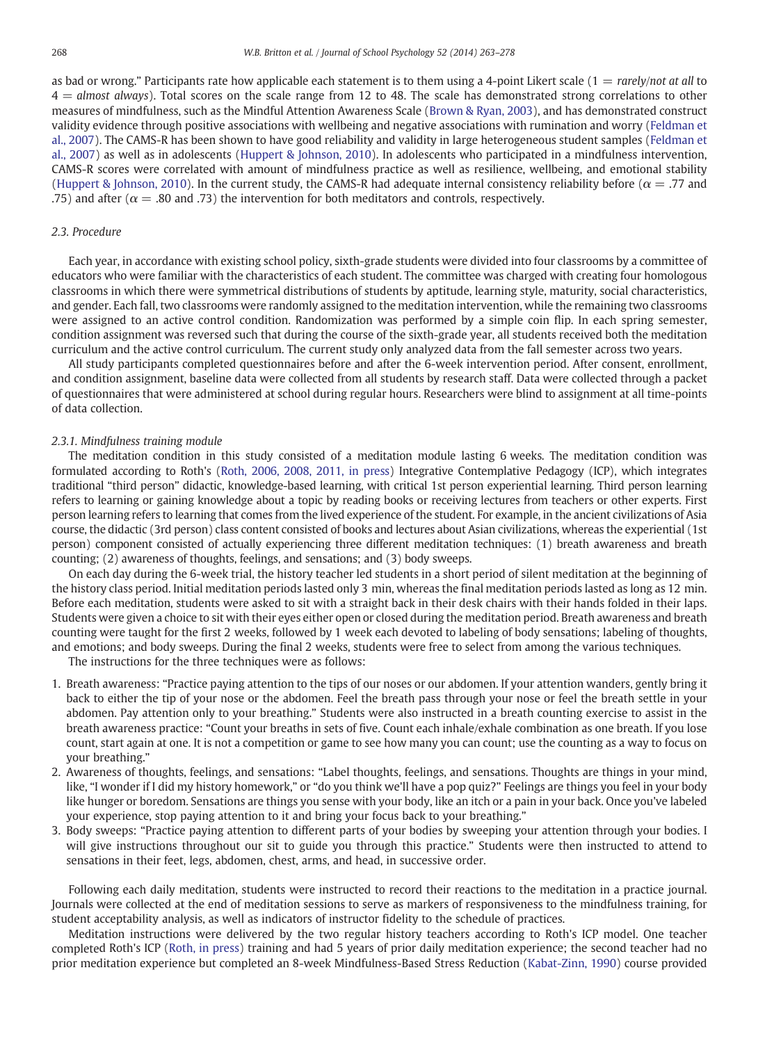as bad or wrong." Participants rate how applicable each statement is to them using a 4-point Likert scale (1 = *rarely/not at all* to 4 = *almost always*). Total scores on the scale range from 12 to 48. The scale has demonstrated strong correlations to other measures of mindfulness, such as the Mindful Attention Awareness Scale (Brown & Ryan, 2003), and has demonstrated construct validity evidence through positive associations with wellbeing and negative associations with rumination and worry (Feldman et al., 2007). The CAMS-R has been shown to have good reliability and validity in large heterogeneous student samples (Feldman et al., 2007) as well as in adolescents (Huppert & Johnson, 2010). In adolescents who participated in a mindfulness intervention, CAMS-R scores were correlated with amount of mindfulness practice as well as resilience, wellbeing, and emotional stability (Huppert & Johnson, 2010). In the current study, the CAMS-R had adequate internal consistency reliability before ($\alpha = .77$ and .75) and after ($\alpha = .80$ and .73) the intervention for both meditators and controls, respectively.

### 2.3. Procedure

Each year, in accordance with existing school policy, sixth-grade students were divided into four classrooms by a committee of educators who were familiar with the characteristics of each student. The committee was charged with creating four homologous classrooms in which there were symmetrical distributions of students by aptitude, learning style, maturity, social characteristics, and gender. Each fall, two classrooms were randomly assigned to the meditation intervention, while the remaining two classrooms were assigned to an active control condition. Randomization was performed by a simple coin flip. In each spring semester, condition assignment was reversed such that during the course of the sixth-grade year, all students received both the meditation curriculum and the active control curriculum. The current study only analyzed data from the fall semester across two years.

All study participants completed questionnaires before and after the 6-week intervention period. After consent, enrollment, and condition assignment, baseline data were collected from all students by research staff. Data were collected through a packet of questionnaires that were administered at school during regular hours. Researchers were blind to assignment at all time-points of data collection.

#### 2.3.1. Mindfulness training module

The meditation condition in this study consisted of a meditation module lasting 6 weeks. The meditation condition was formulated according to Roth's (Roth, 2006, 2008, 2011, in press) Integrative Contemplative Pedagogy (ICP), which integrates traditional "third person" didactic, knowledge-based learning, with critical 1st person experiential learning. Third person learning refers to learning or gaining knowledge about a topic by reading books or receiving lectures from teachers or other experts. First person learning refers to learning that comes from the lived experience of the student. For example, in the ancient civilizations of Asia course, the didactic (3rd person) class content consisted of books and lectures about Asian civilizations, whereas the experiential (1st person) component consisted of actually experiencing three different meditation techniques: (1) breath awareness and breath counting; (2) awareness of thoughts, feelings, and sensations; and (3) body sweeps.

On each day during the 6-week trial, the history teacher led students in a short period of silent meditation at the beginning of the history class period. Initial meditation periods lasted only 3 min, whereas the final meditation periods lasted as long as 12 min. Before each meditation, students were asked to sit with a straight back in their desk chairs with their hands folded in their laps. Students were given a choice to sit with their eyes either open or closed during the meditation period. Breath awareness and breath counting were taught for the first 2 weeks, followed by 1 week each devoted to labeling of body sensations; labeling of thoughts, and emotions; and body sweeps. During the final 2 weeks, students were free to select from among the various techniques.

The instructions for the three techniques were as follows:

1. Breath awareness: "Practice paying attention to the tips of our noses or our abdomen. If your attention wanders, gently bring it back to either the tip of your nose or the abdomen. Feel the breath pass through your nose or feel the breath settle in your abdomen. Pay attention only to your breathing." Students were also instructed in a breath counting exercise to assist in the breath awareness practice: "Count your breaths in sets of five. Count each inhale/exhale combination as one breath. If you lose count, start again at one. It is not a competition or game to see how many you can count; use the counting as a way to focus on your breathing."
2. Awareness of thoughts, feelings, and sensations: "Label thoughts, feelings, and sensations. Thoughts are things in your mind, like, "I wonder if I did my history homework," or "do you think we'll have a pop quiz?" Feelings are things you feel in your body like hunger or boredom. Sensations are things you sense with your body, like an itch or a pain in your back. Once you've labeled your experience, stop paying attention to it and bring your focus back to your breathing."
3. Body sweeps: "Practice paying attention to different parts of your bodies by sweeping your attention through your bodies. I will give instructions throughout our sit to guide you through this practice." Students were then instructed to attend to sensations in their feet, legs, abdomen, chest, arms, and head, in successive order.

Following each daily meditation, students were instructed to record their reactions to the meditation in a practice journal. Journals were collected at the end of meditation sessions to serve as markers of responsiveness to the mindfulness training, for student acceptability analysis, as well as indicators of instructor fidelity to the schedule of practices.

Meditation instructions were delivered by the two regular history teachers according to Roth's ICP model. One teacher completed Roth's ICP (Roth, in press) training and had 5 years of prior daily meditation experience; the second teacher had no prior meditation experience but completed an 8-week Mindfulness-Based Stress Reduction (Kabat-Zinn, 1990) course provided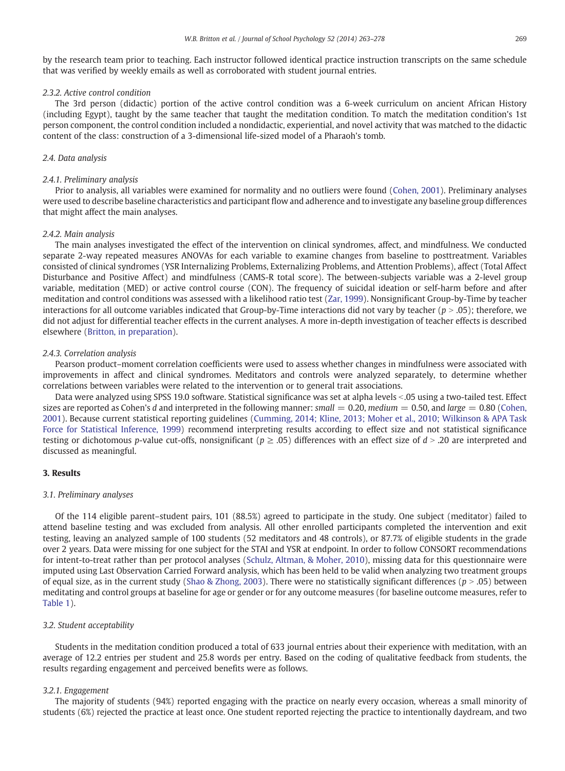by the research team prior to teaching. Each instructor followed identical practice instruction transcripts on the same schedule that was verified by weekly emails as well as corroborated with student journal entries.

#### 2.3.2. Active control condition

The 3rd person (didactic) portion of the active control condition was a 6-week curriculum on ancient African History (including Egypt), taught by the same teacher that taught the meditation condition. To match the meditation condition's 1st person component, the control condition included a nondidactic, experiential, and novel activity that was matched to the didactic content of the class: construction of a 3-dimensional life-sized model of a Pharaoh's tomb.

### 2.4. Data analysis

#### 2.4.1. Preliminary analysis

Prior to analysis, all variables were examined for normality and no outliers were found (Cohen, 2001). Preliminary analyses were used to describe baseline characteristics and participant flow and adherence and to investigate any baseline group differences that might affect the main analyses.

#### 2.4.2. Main analysis

The main analyses investigated the effect of the intervention on clinical syndromes, affect, and mindfulness. We conducted separate 2-way repeated measures ANOVAs for each variable to examine changes from baseline to posttreatment. Variables consisted of clinical syndromes (YSR Internalizing Problems, Externalizing Problems, and Attention Problems), affect (Total Affect Disturbance and Positive Affect) and mindfulness (CAMS-R total score). The between-subjects variable was a 2-level group variable, meditation (MED) or active control course (CON). The frequency of suicidal ideation or self-harm before and after meditation and control conditions was assessed with a likelihood ratio test (Zar, 1999). Nonsignificant Group-by-Time by teacher interactions for all outcome variables indicated that Group-by-Time interactions did not vary by teacher ($p > .05$); therefore, we did not adjust for differential teacher effects in the current analyses. A more in-depth investigation of teacher effects is described elsewhere (Britton, in preparation).

#### 2.4.3. Correlation analysis

Pearson product–moment correlation coefficients were used to assess whether changes in mindfulness were associated with improvements in affect and clinical syndromes. Meditators and controls were analyzed separately, to determine whether correlations between variables were related to the intervention or to general trait associations.

Data were analyzed using SPSS 19.0 software. Statistical significance was set at alpha levels <.05 using a two-tailed test. Effect sizes are reported as Cohen's $d$ and interpreted in the following manner: *small* = 0.20, *medium* = 0.50, and *large* = 0.80 (Cohen, 2001). Because current statistical reporting guidelines (Cumming, 2014; Kline, 2013; Moher et al., 2010; Wilkinson & APA Task Force for Statistical Inference, 1999) recommend interpreting results according to effect size and not statistical significance testing or dichotomous $p$-value cut-offs, nonsignificant ($p \geq .05$) differences with an effect size of $d > .20$ are interpreted and discussed as meaningful.

## 3. Results

### 3.1. Preliminary analyses

Of the 114 eligible parent–student pairs, 101 (88.5%) agreed to participate in the study. One subject (meditator) failed to attend baseline testing and was excluded from analysis. All other enrolled participants completed the intervention and exit testing, leaving an analyzed sample of 100 students (52 meditators and 48 controls), or 87.7% of eligible students in the grade over 2 years. Data were missing for one subject for the STAI and YSR at endpoint. In order to follow CONSORT recommendations for intent-to-treat rather than per protocol analyses (Schulz, Altman, & Moher, 2010), missing data for this questionnaire were imputed using Last Observation Carried Forward analysis, which has been held to be valid when analyzing two treatment groups of equal size, as in the current study (Shao & Zhong, 2003). There were no statistically significant differences ($p > .05$) between meditating and control groups at baseline for age or gender or for any outcome measures (for baseline outcome measures, refer to Table 1).

### 3.2. Student acceptability

Students in the meditation condition produced a total of 633 journal entries about their experience with meditation, with an average of 12.2 entries per student and 25.8 words per entry. Based on the coding of qualitative feedback from students, the results regarding engagement and perceived benefits were as follows.

#### 3.2.1. Engagement

The majority of students (94%) reported engaging with the practice on nearly every occasion, whereas a small minority of students (6%) rejected the practice at least once. One student reported rejecting the practice to intentionally daydream, and two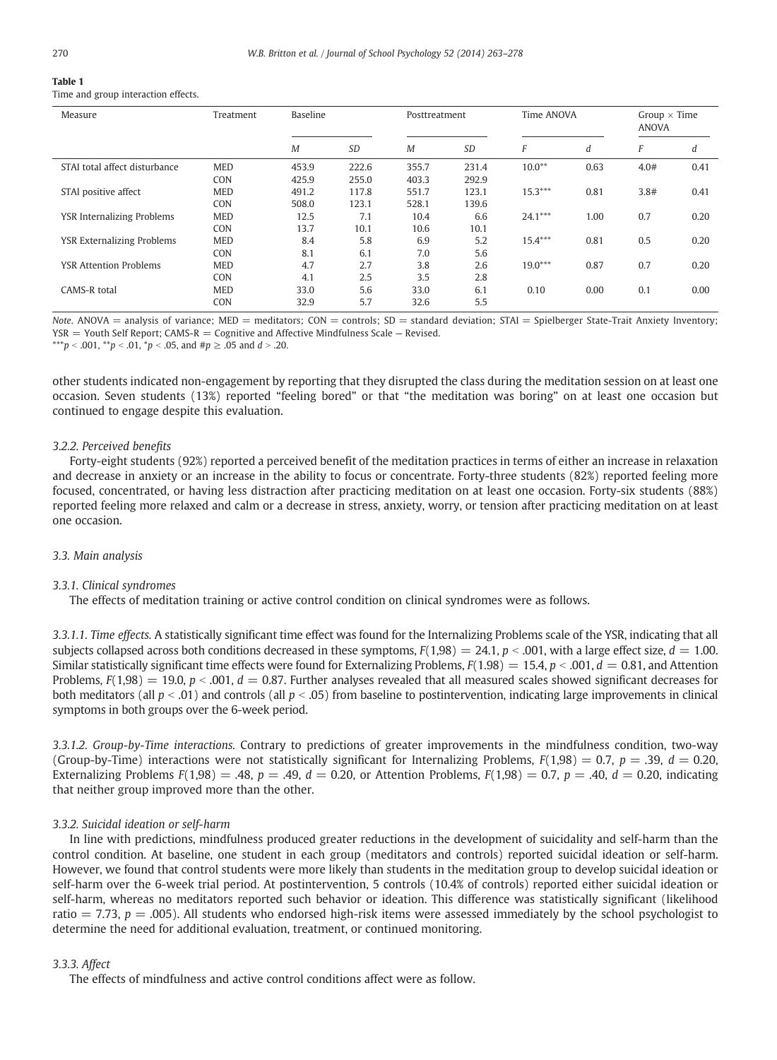**Table 1**
Time and group interaction effects.

| Measure | Treatment | Baseline | | Posttreatment | | Time ANOVA | | Group × Time ANOVA | |
|---|---|---|---|---|---|---|---|---|---|
| | | *M* | *SD* | *M* | *SD* | *F* | *d* | *F* | *d* |
| STAI total affect disturbance | MED | 453.9 | 222.6 | 355.7 | 231.4 | 10.0** | 0.63 | 4.0# | 0.41 |
| | CON | 425.9 | 255.0 | 403.3 | 292.9 | | | | |
| STAI positive affect | MED | 491.2 | 117.8 | 551.7 | 123.1 | 15.3*** | 0.81 | 3.8# | 0.41 |
| | CON | 508.0 | 123.1 | 528.1 | 139.6 | | | | |
| YSR Internalizing Problems | MED | 12.5 | 7.1 | 10.4 | 6.6 | 24.1*** | 1.00 | 0.7 | 0.20 |
| | CON | 13.7 | 10.1 | 10.6 | 10.1 | | | | |
| YSR Externalizing Problems | MED | 8.4 | 5.8 | 6.9 | 5.2 | 15.4*** | 0.81 | 0.5 | 0.20 |
| | CON | 8.1 | 6.1 | 7.0 | 5.6 | | | | |
| YSR Attention Problems | MED | 4.7 | 2.7 | 3.8 | 2.6 | 19.0*** | 0.87 | 0.7 | 0.20 |
| | CON | 4.1 | 2.5 | 3.5 | 2.8 | | | | |
| CAMS-R total | MED | 33.0 | 5.6 | 33.0 | 6.1 | 0.10 | 0.00 | 0.1 | 0.00 |
| | CON | 32.9 | 5.7 | 32.6 | 5.5 | | | | |

*Note.* ANOVA = analysis of variance; MED = meditators; CON = controls; SD = standard deviation; STAI = Spielberger State-Trait Anxiety Inventory; YSR = Youth Self Report; CAMS-R = Cognitive and Affective Mindfulness Scale – Revised.
***$p < .001$, **$p < .01$, *$p < .05$, and #$p \geq .05$ and $d > .20$.

other students indicated non-engagement by reporting that they disrupted the class during the meditation session on at least one occasion. Seven students (13%) reported "feeling bored" or that "the meditation was boring" on at least one occasion but continued to engage despite this evaluation.

#### 3.2.2. Perceived benefits

Forty-eight students (92%) reported a perceived benefit of the meditation practices in terms of either an increase in relaxation and decrease in anxiety or an increase in the ability to focus or concentrate. Forty-three students (82%) reported feeling more focused, concentrated, or having less distraction after practicing meditation on at least one occasion. Forty-six students (88%) reported feeling more relaxed and calm or a decrease in stress, anxiety, worry, or tension after practicing meditation on at least one occasion.

### 3.3. Main analysis

#### 3.3.1. Clinical syndromes

The effects of meditation training or active control condition on clinical syndromes were as follows.

*3.3.1.1. Time effects.* A statistically significant time effect was found for the Internalizing Problems scale of the YSR, indicating that all subjects collapsed across both conditions decreased in these symptoms, $F(1,98) = 24.1$, $p < .001$, with a large effect size, $d = 1.00$. Similar statistically significant time effects were found for Externalizing Problems, $F(1.98) = 15.4$, $p < .001$, $d = 0.81$, and Attention Problems, $F(1,98) = 19.0$, $p < .001$, $d = 0.87$. Further analyses revealed that all measured scales showed significant decreases for both meditators (all $p < .01$) and controls (all $p < .05$) from baseline to postintervention, indicating large improvements in clinical symptoms in both groups over the 6-week period.

*3.3.1.2. Group-by-Time interactions.* Contrary to predictions of greater improvements in the mindfulness condition, two-way (Group-by-Time) interactions were not statistically significant for Internalizing Problems, $F(1,98) = 0.7$, $p = .39$, $d = 0.20$, Externalizing Problems $F(1,98) = .48$, $p = .49$, $d = 0.20$, or Attention Problems, $F(1,98) = 0.7$, $p = .40$, $d = 0.20$, indicating that neither group improved more than the other.

#### 3.3.2. Suicidal ideation or self-harm

In line with predictions, mindfulness produced greater reductions in the development of suicidality and self-harm than the control condition. At baseline, one student in each group (meditators and controls) reported suicidal ideation or self-harm. However, we found that control students were more likely than students in the meditation group to develop suicidal ideation or self-harm over the 6-week trial period. At postintervention, 5 controls (10.4% of controls) reported either suicidal ideation or self-harm, whereas no meditators reported such behavior or ideation. This difference was statistically significant (likelihood ratio = 7.73, $p = .005$). All students who endorsed high-risk items were assessed immediately by the school psychologist to determine the need for additional evaluation, treatment, or continued monitoring.

#### 3.3.3. Affect

The effects of mindfulness and active control conditions affect were as follow.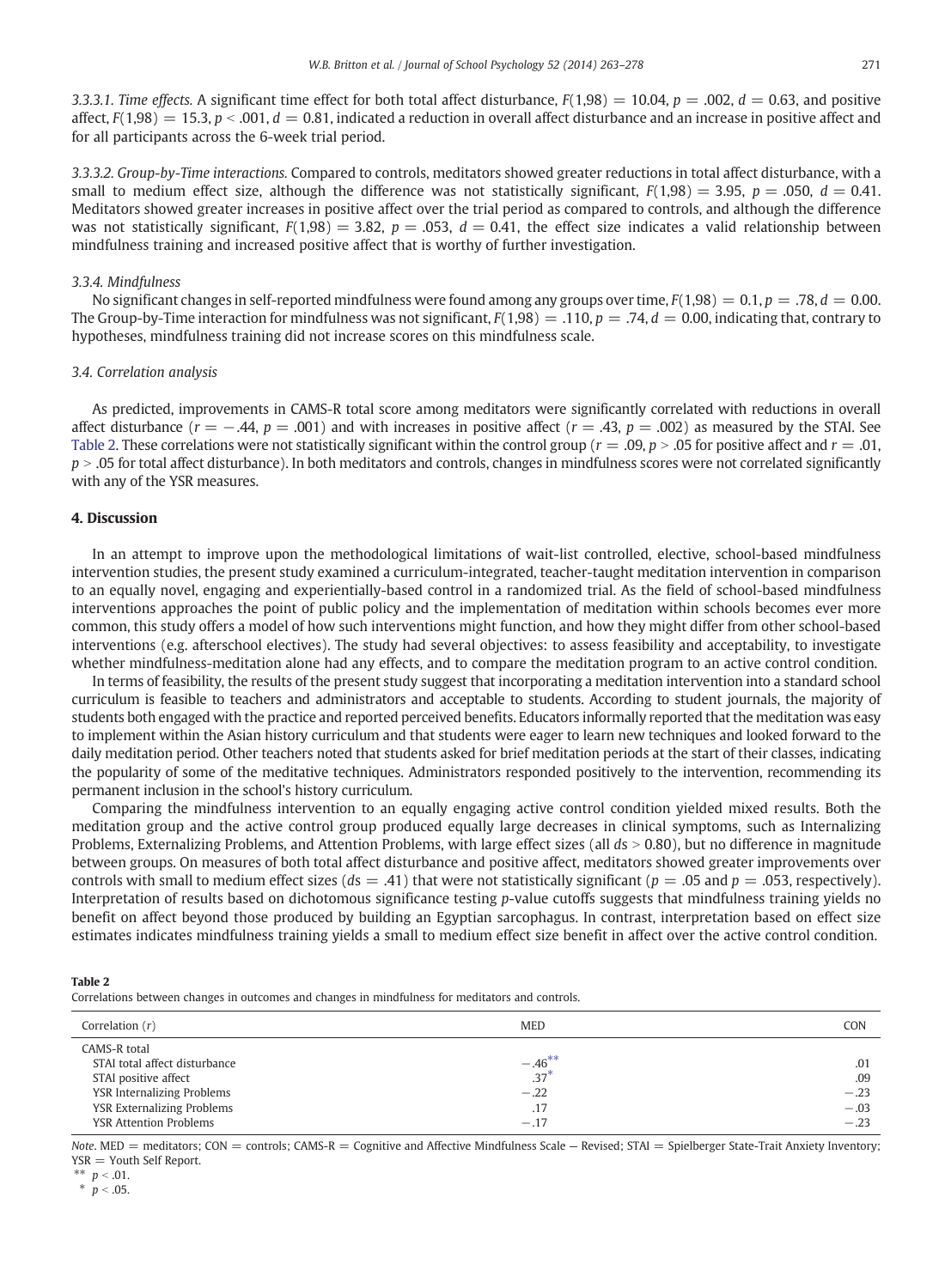*3.3.3.1. Time effects.* A significant time effect for both total affect disturbance, $F(1,98) = 10.04$, $p = .002$, $d = 0.63$, and positive affect, $F(1,98) = 15.3$, $p < .001$, $d = 0.81$, indicated a reduction in overall affect disturbance and an increase in positive affect and for all participants across the 6-week trial period.

*3.3.3.2. Group-by-Time interactions.* Compared to controls, meditators showed greater reductions in total affect disturbance, with a small to medium effect size, although the difference was not statistically significant, $F(1,98) = 3.95$, $p = .050$, $d = 0.41$. Meditators showed greater increases in positive affect over the trial period as compared to controls, and although the difference was not statistically significant, $F(1,98) = 3.82$, $p = .053$, $d = 0.41$, the effect size indicates a valid relationship between mindfulness training and increased positive affect that is worthy of further investigation.

### 3.3.4. Mindfulness

No significant changes in self-reported mindfulness were found among any groups over time, $F(1,98) = 0.1$, $p = .78$, $d = 0.00$. The Group-by-Time interaction for mindfulness was not significant, $F(1,98) = .110$, $p = .74$, $d = 0.00$, indicating that, contrary to hypotheses, mindfulness training did not increase scores on this mindfulness scale.

### 3.4. Correlation analysis

As predicted, improvements in CAMS-R total score among meditators were significantly correlated with reductions in overall affect disturbance ($r = -.44$, $p = .001$) and with increases in positive affect ($r = .43$, $p = .002$) as measured by the STAI. See Table 2. These correlations were not statistically significant within the control group ($r = .09$, $p > .05$ for positive affect and $r = .01$, $p > .05$ for total affect disturbance). In both meditators and controls, changes in mindfulness scores were not correlated significantly with any of the YSR measures.

## 4. Discussion

In an attempt to improve upon the methodological limitations of wait-list controlled, elective, school-based mindfulness intervention studies, the present study examined a curriculum-integrated, teacher-taught meditation intervention in comparison to an equally novel, engaging and experientially-based control in a randomized trial. As the field of school-based mindfulness interventions approaches the point of public policy and the implementation of meditation within schools becomes ever more common, this study offers a model of how such interventions might function, and how they might differ from other school-based interventions (e.g. afterschool electives). The study had several objectives: to assess feasibility and acceptability, to investigate whether mindfulness-meditation alone had any effects, and to compare the meditation program to an active control condition.

In terms of feasibility, the results of the present study suggest that incorporating a meditation intervention into a standard school curriculum is feasible to teachers and administrators and acceptable to students. According to student journals, the majority of students both engaged with the practice and reported perceived benefits. Educators informally reported that the meditation was easy to implement within the Asian history curriculum and that students were eager to learn new techniques and looked forward to the daily meditation period. Other teachers noted that students asked for brief meditation periods at the start of their classes, indicating the popularity of some of the meditative techniques. Administrators responded positively to the intervention, recommending its permanent inclusion in the school's history curriculum.

Comparing the mindfulness intervention to an equally engaging active control condition yielded mixed results. Both the meditation group and the active control group produced equally large decreases in clinical symptoms, such as Internalizing Problems, Externalizing Problems, and Attention Problems, with large effect sizes (all $ds > 0.80$), but no difference in magnitude between groups. On measures of both total affect disturbance and positive affect, meditators showed greater improvements over controls with small to medium effect sizes ($ds = .41$) that were not statistically significant ($p = .05$ and $p = .053$, respectively). Interpretation of results based on dichotomous significance testing *p*-value cutoffs suggests that mindfulness training yields no benefit on affect beyond those produced by building an Egyptian sarcophagus. In contrast, interpretation based on effect size estimates indicates mindfulness training yields a small to medium effect size benefit in affect over the active control condition.

**Table 2**
Correlations between changes in outcomes and changes in mindfulness for meditators and controls.

| Correlation ($r$) | MED | CON |
|---|---|---|
| CAMS-R total | | |
| STAI total affect disturbance | $-.46^{**}$ | .01 |
| STAI positive affect | $.37^{*}$ | .09 |
| YSR Internalizing Problems | −.22 | −.23 |
| YSR Externalizing Problems | .17 | −.03 |
| YSR Attention Problems | −.17 | −.23 |

*Note.* MED = meditators; CON = controls; CAMS-R = Cognitive and Affective Mindfulness Scale – Revised; STAI = Spielberger State-Trait Anxiety Inventory; YSR = Youth Self Report.

** $p < .01$.

* $p < .05$.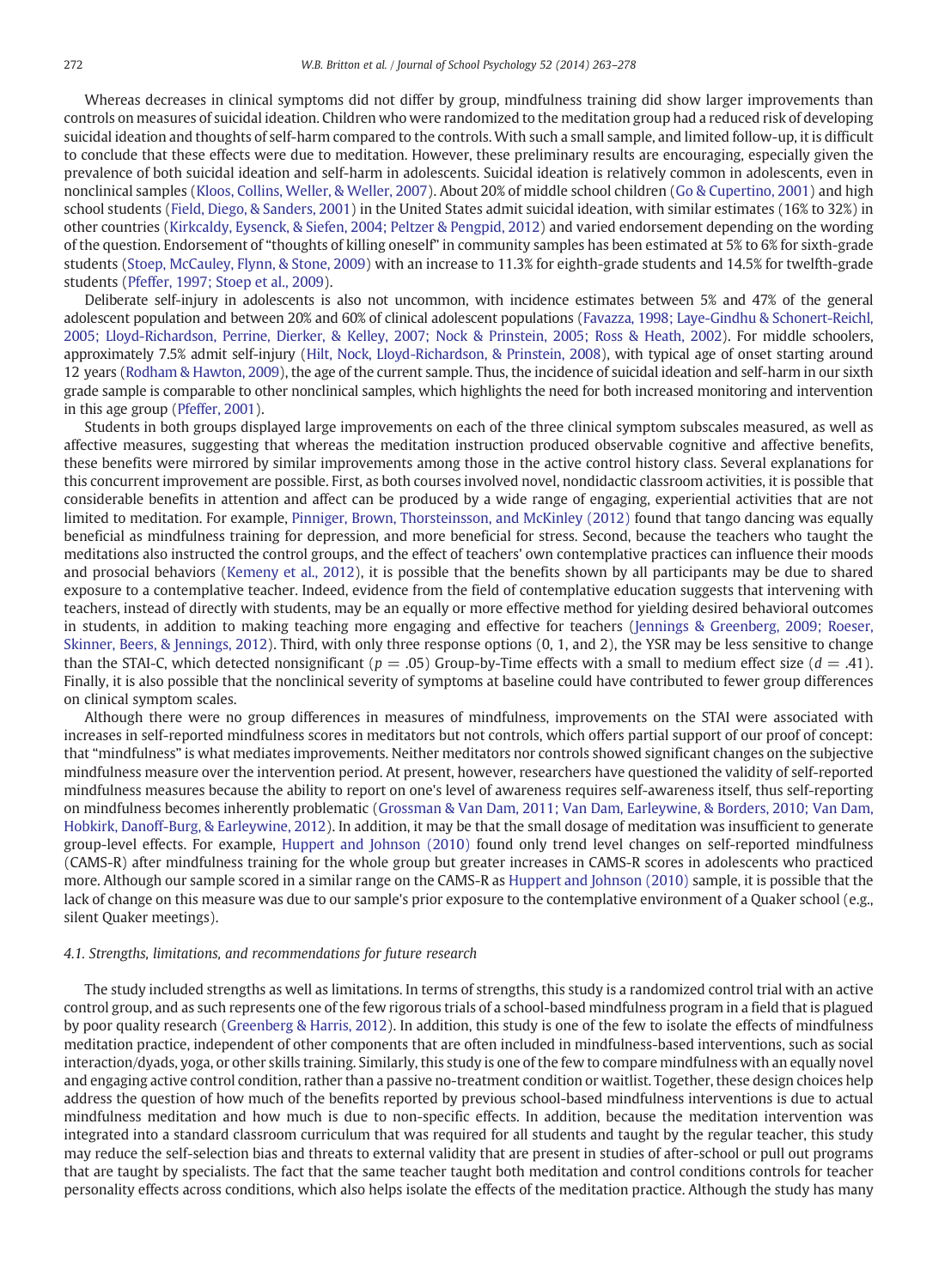Whereas decreases in clinical symptoms did not differ by group, mindfulness training did show larger improvements than controls on measures of suicidal ideation. Children who were randomized to the meditation group had a reduced risk of developing suicidal ideation and thoughts of self-harm compared to the controls. With such a small sample, and limited follow-up, it is difficult to conclude that these effects were due to meditation. However, these preliminary results are encouraging, especially given the prevalence of both suicidal ideation and self-harm in adolescents. Suicidal ideation is relatively common in adolescents, even in nonclinical samples (Kloos, Collins, Weller, & Weller, 2007). About 20% of middle school children (Go & Cupertino, 2001) and high school students (Field, Diego, & Sanders, 2001) in the United States admit suicidal ideation, with similar estimates (16% to 32%) in other countries (Kirkcaldy, Eysenck, & Siefen, 2004; Peltzer & Pengpid, 2012) and varied endorsement depending on the wording of the question. Endorsement of "thoughts of killing oneself" in community samples has been estimated at 5% to 6% for sixth-grade students (Stoep, McCauley, Flynn, & Stone, 2009) with an increase to 11.3% for eighth-grade students and 14.5% for twelfth-grade students (Pfeffer, 1997; Stoep et al., 2009).

Deliberate self-injury in adolescents is also not uncommon, with incidence estimates between 5% and 47% of the general adolescent population and between 20% and 60% of clinical adolescent populations (Favazza, 1998; Laye-Gindhu & Schonert-Reichl, 2005; Lloyd-Richardson, Perrine, Dierker, & Kelley, 2007; Nock & Prinstein, 2005; Ross & Heath, 2002). For middle schoolers, approximately 7.5% admit self-injury (Hilt, Nock, Lloyd-Richardson, & Prinstein, 2008), with typical age of onset starting around 12 years (Rodham & Hawton, 2009), the age of the current sample. Thus, the incidence of suicidal ideation and self-harm in our sixth grade sample is comparable to other nonclinical samples, which highlights the need for both increased monitoring and intervention in this age group (Pfeffer, 2001).

Students in both groups displayed large improvements on each of the three clinical symptom subscales measured, as well as affective measures, suggesting that whereas the meditation instruction produced observable cognitive and affective benefits, these benefits were mirrored by similar improvements among those in the active control history class. Several explanations for this concurrent improvement are possible. First, as both courses involved novel, nondidactic classroom activities, it is possible that considerable benefits in attention and affect can be produced by a wide range of engaging, experiential activities that are not limited to meditation. For example, Pinniger, Brown, Thorsteinsson, and McKinley (2012) found that tango dancing was equally beneficial as mindfulness training for depression, and more beneficial for stress. Second, because the teachers who taught the meditations also instructed the control groups, and the effect of teachers' own contemplative practices can influence their moods and prosocial behaviors (Kemeny et al., 2012), it is possible that the benefits shown by all participants may be due to shared exposure to a contemplative teacher. Indeed, evidence from the field of contemplative education suggests that intervening with teachers, instead of directly with students, may be an equally or more effective method for yielding desired behavioral outcomes in students, in addition to making teaching more engaging and effective for teachers (Jennings & Greenberg, 2009; Roeser, Skinner, Beers, & Jennings, 2012). Third, with only three response options (0, 1, and 2), the YSR may be less sensitive to change than the STAI-C, which detected nonsignificant ($p = .05$) Group-by-Time effects with a small to medium effect size ($d = .41$). Finally, it is also possible that the nonclinical severity of symptoms at baseline could have contributed to fewer group differences on clinical symptom scales.

Although there were no group differences in measures of mindfulness, improvements on the STAI were associated with increases in self-reported mindfulness scores in meditators but not controls, which offers partial support of our proof of concept: that "mindfulness" is what mediates improvements. Neither meditators nor controls showed significant changes on the subjective mindfulness measure over the intervention period. At present, however, researchers have questioned the validity of self-reported mindfulness measures because the ability to report on one's level of awareness requires self-awareness itself, thus self-reporting on mindfulness becomes inherently problematic (Grossman & Van Dam, 2011; Van Dam, Earleywine, & Borders, 2010; Van Dam, Hobkirk, Danoff-Burg, & Earleywine, 2012). In addition, it may be that the small dosage of meditation was insufficient to generate group-level effects. For example, Huppert and Johnson (2010) found only trend level changes on self-reported mindfulness (CAMS-R) after mindfulness training for the whole group but greater increases in CAMS-R scores in adolescents who practiced more. Although our sample scored in a similar range on the CAMS-R as Huppert and Johnson (2010) sample, it is possible that the lack of change on this measure was due to our sample's prior exposure to the contemplative environment of a Quaker school (e.g., silent Quaker meetings).

### 4.1. Strengths, limitations, and recommendations for future research

The study included strengths as well as limitations. In terms of strengths, this study is a randomized control trial with an active control group, and as such represents one of the few rigorous trials of a school-based mindfulness program in a field that is plagued by poor quality research (Greenberg & Harris, 2012). In addition, this study is one of the few to isolate the effects of mindfulness meditation practice, independent of other components that are often included in mindfulness-based interventions, such as social interaction/dyads, yoga, or other skills training. Similarly, this study is one of the few to compare mindfulness with an equally novel and engaging active control condition, rather than a passive no-treatment condition or waitlist. Together, these design choices help address the question of how much of the benefits reported by previous school-based mindfulness interventions is due to actual mindfulness meditation and how much is due to non-specific effects. In addition, because the meditation intervention was integrated into a standard classroom curriculum that was required for all students and taught by the regular teacher, this study may reduce the self-selection bias and threats to external validity that are present in studies of after-school or pull out programs that are taught by specialists. The fact that the same teacher taught both meditation and control conditions controls for teacher personality effects across conditions, which also helps isolate the effects of the meditation practice. Although the study has many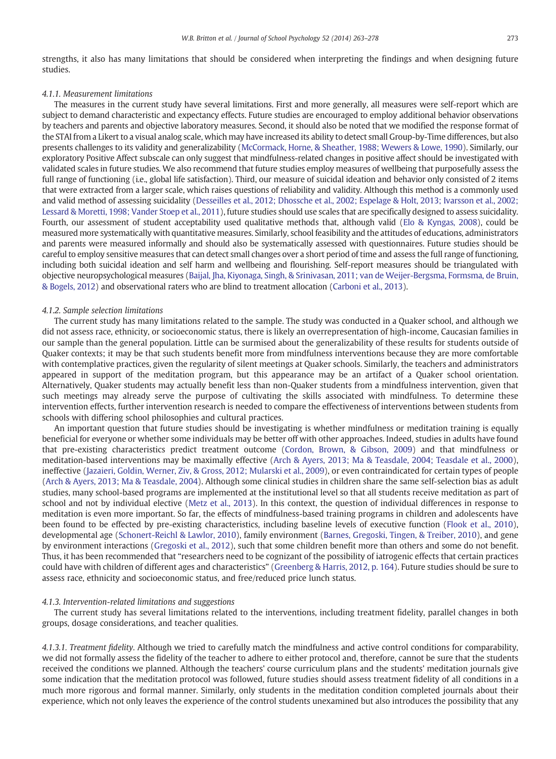strengths, it also has many limitations that should be considered when interpreting the findings and when designing future studies.

#### *4.1.1. Measurement limitations*

The measures in the current study have several limitations. First and more generally, all measures were self-report which are subject to demand characteristic and expectancy effects. Future studies are encouraged to employ additional behavior observations by teachers and parents and objective laboratory measures. Second, it should also be noted that we modified the response format of the STAI from a Likert to a visual analog scale, which may have increased its ability to detect small Group-by-Time differences, but also presents challenges to its validity and generalizability (McCormack, Horne, & Sheather, 1988; Wewers & Lowe, 1990). Similarly, our exploratory Positive Affect subscale can only suggest that mindfulness-related changes in positive affect should be investigated with validated scales in future studies. We also recommend that future studies employ measures of wellbeing that purposefully assess the full range of functioning (i.e., global life satisfaction). Third, our measure of suicidal ideation and behavior only consisted of 2 items that were extracted from a larger scale, which raises questions of reliability and validity. Although this method is a commonly used and valid method of assessing suicidality (Desseilles et al., 2012; Dhossche et al., 2002; Espelage & Holt, 2013; Ivarsson et al., 2002; Lessard & Moretti, 1998; Vander Stoep et al., 2011), future studies should use scales that are specifically designed to assess suicidality. Fourth, our assessment of student acceptability used qualitative methods that, although valid (Elo & Kyngas, 2008), could be measured more systematically with quantitative measures. Similarly, school feasibility and the attitudes of educations, administrators and parents were measured informally and should also be systematically assessed with questionnaires. Future studies should be careful to employ sensitive measures that can detect small changes over a short period of time and assess the full range of functioning, including both suicidal ideation and self harm and wellbeing and flourishing. Self-report measures should be triangulated with objective neuropsychological measures (Baijal, Jha, Kiyonaga, Singh, & Srinivasan, 2011; van de Weijer-Bergsma, Formsma, de Bruin, & Bogels, 2012) and observational raters who are blind to treatment allocation (Carboni et al., 2013).

#### *4.1.2. Sample selection limitations*

The current study has many limitations related to the sample. The study was conducted in a Quaker school, and although we did not assess race, ethnicity, or socioeconomic status, there is likely an overrepresentation of high-income, Caucasian families in our sample than the general population. Little can be surmised about the generalizability of these results for students outside of Quaker contexts; it may be that such students benefit more from mindfulness interventions because they are more comfortable with contemplative practices, given the regularity of silent meetings at Quaker schools. Similarly, the teachers and administrators appeared in support of the meditation program, but this appearance may be an artifact of a Quaker school orientation. Alternatively, Quaker students may actually benefit less than non-Quaker students from a mindfulness intervention, given that such meetings may already serve the purpose of cultivating the skills associated with mindfulness. To determine these intervention effects, further intervention research is needed to compare the effectiveness of interventions between students from schools with differing school philosophies and cultural practices.

An important question that future studies should be investigating is whether mindfulness or meditation training is equally beneficial for everyone or whether some individuals may be better off with other approaches. Indeed, studies in adults have found that pre-existing characteristics predict treatment outcome (Cordon, Brown, & Gibson, 2009) and that mindfulness or meditation-based interventions may be maximally effective (Arch & Ayers, 2013; Ma & Teasdale, 2004; Teasdale et al., 2000), ineffective (Jazaieri, Goldin, Werner, Ziv, & Gross, 2012; Mularski et al., 2009), or even contraindicated for certain types of people (Arch & Ayers, 2013; Ma & Teasdale, 2004). Although some clinical studies in children share the same self-selection bias as adult studies, many school-based programs are implemented at the institutional level so that all students receive meditation as part of school and not by individual elective (Metz et al., 2013). In this context, the question of individual differences in response to meditation is even more important. So far, the effects of mindfulness-based training programs in children and adolescents have been found to be effected by pre-existing characteristics, including baseline levels of executive function (Flook et al., 2010), developmental age (Schonert-Reichl & Lawlor, 2010), family environment (Barnes, Gregoski, Tingen, & Treiber, 2010), and gene by environment interactions (Gregoski et al., 2012), such that some children benefit more than others and some do not benefit. Thus, it has been recommended that "researchers need to be cognizant of the possibility of iatrogenic effects that certain practices could have with children of different ages and characteristics" (Greenberg & Harris, 2012, p. 164). Future studies should be sure to assess race, ethnicity and socioeconomic status, and free/reduced price lunch status.

#### *4.1.3. Intervention-related limitations and suggestions*

The current study has several limitations related to the interventions, including treatment fidelity, parallel changes in both groups, dosage considerations, and teacher qualities.

*4.1.3.1. Treatment fidelity*. Although we tried to carefully match the mindfulness and active control conditions for comparability, we did not formally assess the fidelity of the teacher to adhere to either protocol and, therefore, cannot be sure that the students received the conditions we planned. Although the teachers' course curriculum plans and the students' meditation journals give some indication that the meditation protocol was followed, future studies should assess treatment fidelity of all conditions in a much more rigorous and formal manner. Similarly, only students in the meditation condition completed journals about their experience, which not only leaves the experience of the control students unexamined but also introduces the possibility that any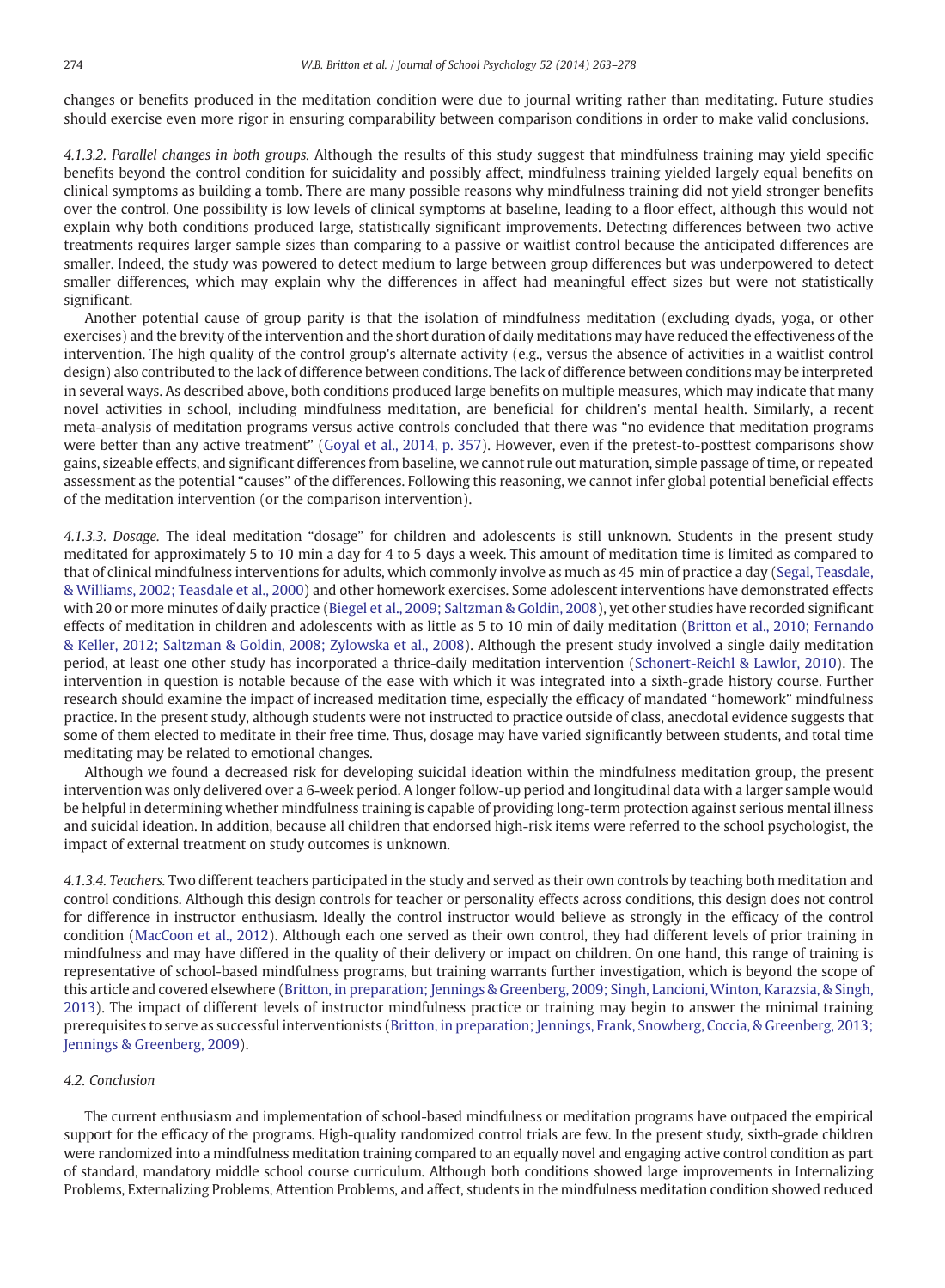changes or benefits produced in the meditation condition were due to journal writing rather than meditating. Future studies should exercise even more rigor in ensuring comparability between comparison conditions in order to make valid conclusions.

*4.1.3.2. Parallel changes in both groups.* Although the results of this study suggest that mindfulness training may yield specific benefits beyond the control condition for suicidality and possibly affect, mindfulness training yielded largely equal benefits on clinical symptoms as building a tomb. There are many possible reasons why mindfulness training did not yield stronger benefits over the control. One possibility is low levels of clinical symptoms at baseline, leading to a floor effect, although this would not explain why both conditions produced large, statistically significant improvements. Detecting differences between two active treatments requires larger sample sizes than comparing to a passive or waitlist control because the anticipated differences are smaller. Indeed, the study was powered to detect medium to large between group differences but was underpowered to detect smaller differences, which may explain why the differences in affect had meaningful effect sizes but were not statistically significant.

Another potential cause of group parity is that the isolation of mindfulness meditation (excluding dyads, yoga, or other exercises) and the brevity of the intervention and the short duration of daily meditations may have reduced the effectiveness of the intervention. The high quality of the control group's alternate activity (e.g., versus the absence of activities in a waitlist control design) also contributed to the lack of difference between conditions. The lack of difference between conditions may be interpreted in several ways. As described above, both conditions produced large benefits on multiple measures, which may indicate that many novel activities in school, including mindfulness meditation, are beneficial for children's mental health. Similarly, a recent meta-analysis of meditation programs versus active controls concluded that there was "no evidence that meditation programs were better than any active treatment" (Goyal et al., 2014, p. 357). However, even if the pretest-to-posttest comparisons show gains, sizeable effects, and significant differences from baseline, we cannot rule out maturation, simple passage of time, or repeated assessment as the potential "causes" of the differences. Following this reasoning, we cannot infer global potential beneficial effects of the meditation intervention (or the comparison intervention).

*4.1.3.3. Dosage.* The ideal meditation "dosage" for children and adolescents is still unknown. Students in the present study meditated for approximately 5 to 10 min a day for 4 to 5 days a week. This amount of meditation time is limited as compared to that of clinical mindfulness interventions for adults, which commonly involve as much as 45 min of practice a day (Segal, Teasdale, & Williams, 2002; Teasdale et al., 2000) and other homework exercises. Some adolescent interventions have demonstrated effects with 20 or more minutes of daily practice (Biegel et al., 2009; Saltzman & Goldin, 2008), yet other studies have recorded significant effects of meditation in children and adolescents with as little as 5 to 10 min of daily meditation (Britton et al., 2010; Fernando & Keller, 2012; Saltzman & Goldin, 2008; Zylowska et al., 2008). Although the present study involved a single daily meditation period, at least one other study has incorporated a thrice-daily meditation intervention (Schonert-Reichl & Lawlor, 2010). The intervention in question is notable because of the ease with which it was integrated into a sixth-grade history course. Further research should examine the impact of increased meditation time, especially the efficacy of mandated "homework" mindfulness practice. In the present study, although students were not instructed to practice outside of class, anecdotal evidence suggests that some of them elected to meditate in their free time. Thus, dosage may have varied significantly between students, and total time meditating may be related to emotional changes.

Although we found a decreased risk for developing suicidal ideation within the mindfulness meditation group, the present intervention was only delivered over a 6-week period. A longer follow-up period and longitudinal data with a larger sample would be helpful in determining whether mindfulness training is capable of providing long-term protection against serious mental illness and suicidal ideation. In addition, because all children that endorsed high-risk items were referred to the school psychologist, the impact of external treatment on study outcomes is unknown.

*4.1.3.4. Teachers.* Two different teachers participated in the study and served as their own controls by teaching both meditation and control conditions. Although this design controls for teacher or personality effects across conditions, this design does not control for difference in instructor enthusiasm. Ideally the control instructor would believe as strongly in the efficacy of the control condition (MacCoon et al., 2012). Although each one served as their own control, they had different levels of prior training in mindfulness and may have differed in the quality of their delivery or impact on children. On one hand, this range of training is representative of school-based mindfulness programs, but training warrants further investigation, which is beyond the scope of this article and covered elsewhere (Britton, in preparation; Jennings & Greenberg, 2009; Singh, Lancioni, Winton, Karazsia, & Singh, 2013). The impact of different levels of instructor mindfulness practice or training may begin to answer the minimal training prerequisites to serve as successful interventionists (Britton, in preparation; Jennings, Frank, Snowberg, Coccia, & Greenberg, 2013; Jennings & Greenberg, 2009).

### 4.2. Conclusion

The current enthusiasm and implementation of school-based mindfulness or meditation programs have outpaced the empirical support for the efficacy of the programs. High-quality randomized control trials are few. In the present study, sixth-grade children were randomized into a mindfulness meditation training compared to an equally novel and engaging active control condition as part of standard, mandatory middle school course curriculum. Although both conditions showed large improvements in Internalizing Problems, Externalizing Problems, Attention Problems, and affect, students in the mindfulness meditation condition showed reduced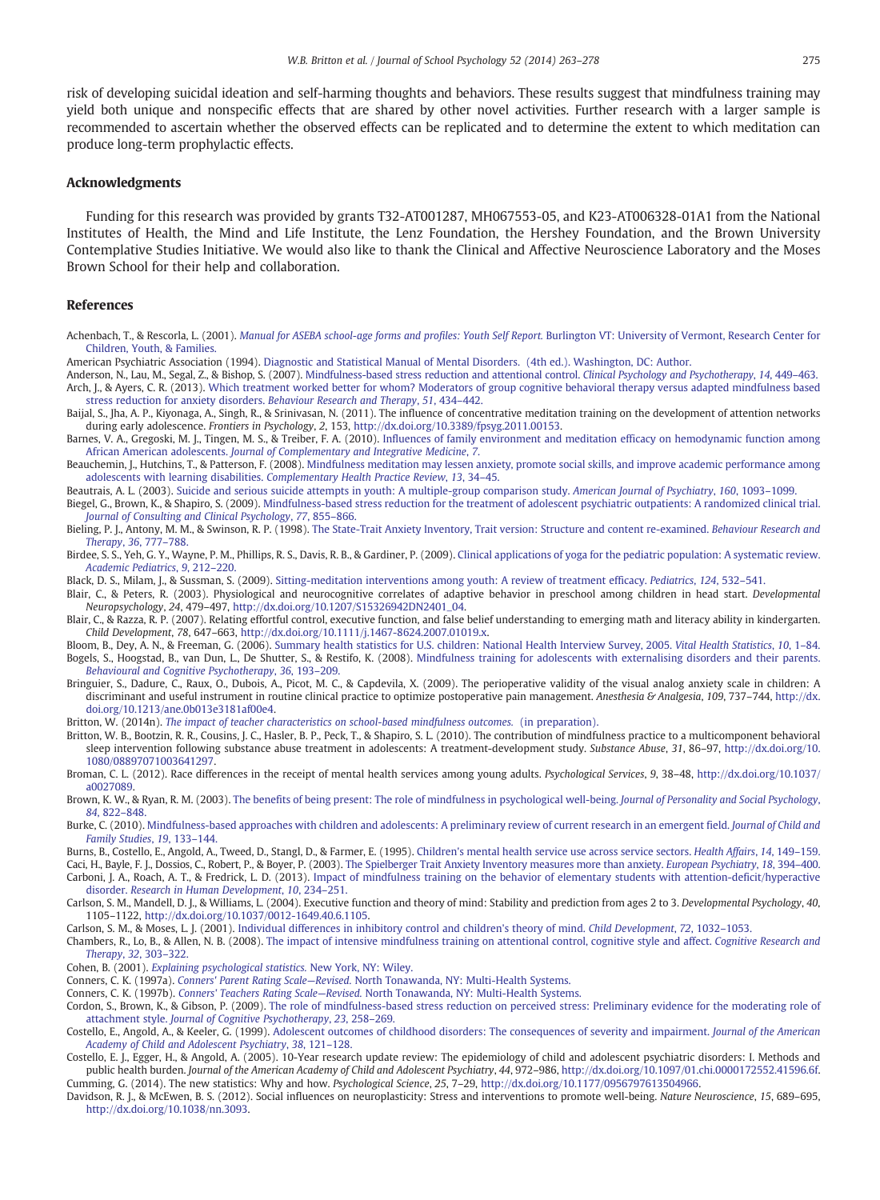risk of developing suicidal ideation and self-harming thoughts and behaviors. These results suggest that mindfulness training may yield both unique and nonspecific effects that are shared by other novel activities. Further research with a larger sample is recommended to ascertain whether the observed effects can be replicated and to determine the extent to which meditation can produce long-term prophylactic effects.

## Acknowledgments

Funding for this research was provided by grants T32-AT001287, MH067553-05, and K23-AT006328-01A1 from the National Institutes of Health, the Mind and Life Institute, the Lenz Foundation, the Hershey Foundation, and the Brown University Contemplative Studies Initiative. We would also like to thank the Clinical and Affective Neuroscience Laboratory and the Moses Brown School for their help and collaboration.

## References

Achenbach, T., & Rescorla, L. (2001). *Manual for ASEBA school-age forms and profiles: Youth Self Report.* Burlington VT: University of Vermont, Research Center for Children, Youth, & Families.

American Psychiatric Association (1994). Diagnostic and Statistical Manual of Mental Disorders. (4th ed.). Washington, DC: Author.

Anderson, N., Lau, M., Segal, Z., & Bishop, S. (2007). Mindfulness-based stress reduction and attentional control. *Clinical Psychology and Psychotherapy*, *14*, 449–463.

Arch, J., & Ayers, C. R. (2013). Which treatment worked better for whom? Moderators of group cognitive behavioral therapy versus adapted mindfulness based stress reduction for anxiety disorders. *Behaviour Research and Therapy*, *51*, 434–442.

Baijal, S., Jha, A. P., Kiyonaga, A., Singh, R., & Srinivasan, N. (2011). The influence of concentrative meditation training on the development of attention networks during early adolescence. *Frontiers in Psychology*, *2*, 153, http://dx.doi.org/10.3389/fpsyg.2011.00153.

Barnes, V. A., Gregoski, M. J., Tingen, M. S., & Treiber, F. A. (2010). Influences of family environment and meditation efficacy on hemodynamic function among African American adolescents. *Journal of Complementary and Integrative Medicine*, *7*.

Beauchemin, J., Hutchins, T., & Patterson, F. (2008). Mindfulness meditation may lessen anxiety, promote social skills, and improve academic performance among adolescents with learning disabilities. *Complementary Health Practice Review*, *13*, 34–45.

Beautrais, A. L. (2003). Suicide and serious suicide attempts in youth: A multiple-group comparison study. *American Journal of Psychiatry*, *160*, 1093–1099.

Biegel, G., Brown, K., & Shapiro, S. (2009). Mindfulness-based stress reduction for the treatment of adolescent psychiatric outpatients: A randomized clinical trial. *Journal of Consulting and Clinical Psychology*, *77*, 855–866.

Bieling, P. J., Antony, M. M., & Swinson, R. P. (1998). The State-Trait Anxiety Inventory, Trait version: Structure and content re-examined. *Behaviour Research and Therapy*, *36*, 777–788.

Birdee, S. S., Yeh, G. Y., Wayne, P. M., Phillips, R. S., Davis, R. B., & Gardiner, P. (2009). Clinical applications of yoga for the pediatric population: A systematic review. *Academic Pediatrics*, *9*, 212–220.

Black, D. S., Milam, J., & Sussman, S. (2009). Sitting-meditation interventions among youth: A review of treatment efficacy. *Pediatrics*, *124*, 532–541.

Blair, C., & Peters, R. (2003). Physiological and neurocognitive correlates of adaptive behavior in preschool among children in head start. *Developmental Neuropsychology*, *24*, 479–497, http://dx.doi.org/10.1207/S15326942DN2401_04.

Blair, C., & Razza, R. P. (2007). Relating effortful control, executive function, and false belief understanding to emerging math and literacy ability in kindergarten. *Child Development*, *78*, 647–663, http://dx.doi.org/10.1111/j.1467-8624.2007.01019.x.

Bloom, B., Dey, A. N., & Freeman, G. (2006). Summary health statistics for U.S. children: National Health Interview Survey, 2005. *Vital Health Statistics*, *10*, 1–84.

Bogels, S., Hoogstad, B., van Dun, L., De Shutter, S., & Restifo, K. (2008). Mindfulness training for adolescents with externalising disorders and their parents. *Behavioural and Cognitive Psychotherapy*, *36*, 193–209.

Bringuier, S., Dadure, C., Raux, O., Dubois, A., Picot, M. C., & Capdevila, X. (2009). The perioperative validity of the visual analog anxiety scale in children: A discriminant and useful instrument in routine clinical practice to optimize postoperative pain management. *Anesthesia & Analgesia*, *109*, 737–744, http://dx.doi.org/10.1213/ane.0b013e3181af00e4.

Britton, W. (2014n). *The impact of teacher characteristics on school-based mindfulness outcomes.* (in preparation).

Britton, W. B., Bootzin, R. R., Cousins, J. C., Hasler, B. P., Peck, T., & Shapiro, S. L. (2010). The contribution of mindfulness practice to a multicomponent behavioral sleep intervention following substance abuse treatment in adolescents: A treatment-development study. *Substance Abuse*, *31*, 86–97, http://dx.doi.org/10.1080/08897071003641297.

Broman, C. L. (2012). Race differences in the receipt of mental health services among young adults. *Psychological Services*, *9*, 38–48, http://dx.doi.org/10.1037/a0027089.

Brown, K. W., & Ryan, R. M. (2003). The benefits of being present: The role of mindfulness in psychological well-being. *Journal of Personality and Social Psychology*, *84*, 822–848.

Burke, C. (2010). Mindfulness-based approaches with children and adolescents: A preliminary review of current research in an emergent field. *Journal of Child and Family Studies*, *19*, 133–144.

Burns, B., Costello, E., Angold, A., Tweed, D., Stangl, D., & Farmer, E. (1995). Children's mental health service use across service sectors. *Health Affairs*, *14*, 149–159.

Caci, H., Bayle, F. J., Dossios, C., Robert, P., & Boyer, P. (2003). The Spielberger Trait Anxiety Inventory measures more than anxiety. *European Psychiatry*, *18*, 394–400.

Carboni, J. A., Roach, A. T., & Fredrick, L. D. (2013). Impact of mindfulness training on the behavior of elementary students with attention-deficit/hyperactive disorder. *Research in Human Development*, *10*, 234–251.

Carlson, S. M., Mandell, D. J., & Williams, L. (2004). Executive function and theory of mind: Stability and prediction from ages 2 to 3. *Developmental Psychology*, *40*, 1105–1122, http://dx.doi.org/10.1037/0012-1649.40.6.1105.

Carlson, S. M., & Moses, L. J. (2001). Individual differences in inhibitory control and children's theory of mind. *Child Development*, *72*, 1032–1053.

Chambers, R., Lo, B., & Allen, N. B. (2008). The impact of intensive mindfulness training on attentional control, cognitive style and affect. *Cognitive Research and Therapy*, *32*, 303–322.

Cohen, B. (2001). *Explaining psychological statistics.* New York, NY: Wiley.

Conners, C. K. (1997a). *Conners' Parent Rating Scale—Revised.* North Tonawanda, NY: Multi-Health Systems.

Conners, C. K. (1997b). *Conners' Teachers Rating Scale—Revised.* North Tonawanda, NY: Multi-Health Systems.

Cordon, S., Brown, K., & Gibson, P. (2009). The role of mindfulness-based stress reduction on perceived stress: Preliminary evidence for the moderating role of attachment style. *Journal of Cognitive Psychotherapy*, *23*, 258–269.

Costello, E., Angold, A., & Keeler, G. (1999). Adolescent outcomes of childhood disorders: The consequences of severity and impairment. *Journal of the American Academy of Child and Adolescent Psychiatry*, *38*, 121–128.

Costello, E. J., Egger, H., & Angold, A. (2005). 10-Year research update review: The epidemiology of child and adolescent psychiatric disorders: I. Methods and public health burden. *Journal of the American Academy of Child and Adolescent Psychiatry*, *44*, 972–986, http://dx.doi.org/10.1097/01.chi.0000172552.41596.6f.

Cumming, G. (2014). The new statistics: Why and how. *Psychological Science*, *25*, 7–29, http://dx.doi.org/10.1177/0956797613504966.

Davidson, R. J., & McEwen, B. S. (2012). Social influences on neuroplasticity: Stress and interventions to promote well-being. *Nature Neuroscience*, *15*, 689–695, http://dx.doi.org/10.1038/nn.3093.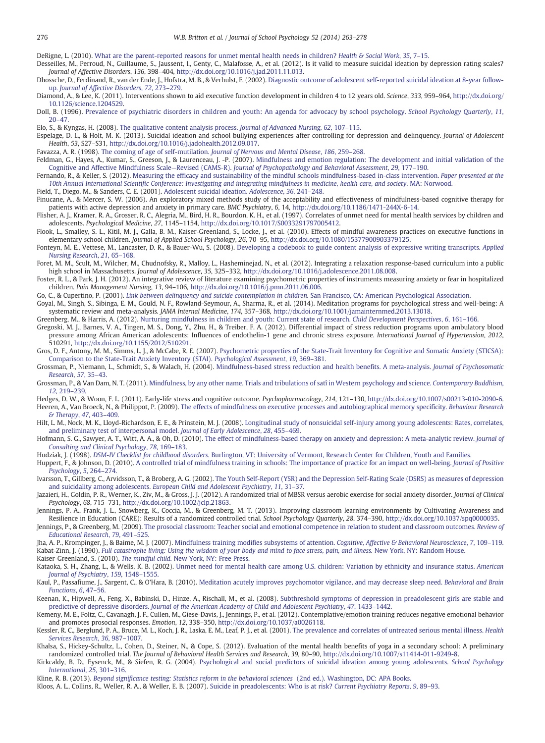DeRigne, L. (2010). What are the parent-reported reasons for unmet mental health needs in children? *Health & Social Work*, *35*, 7–15.

Desseilles, M., Perroud, N., Guillaume, S., Jaussent, I., Genty, C., Malafosse, A., et al. (2012). Is it valid to measure suicidal ideation by depression rating scales? *Journal of Affective Disorders*, *136*, 398–404, http://dx.doi.org/10.1016/j.jad.2011.11.013.

Dhossche, D., Ferdinand, R., van der Ende, J., Hofstra, M. B., & Verhulst, F. (2002). Diagnostic outcome of adolescent self-reported suicidal ideation at 8-year follow-up. *Journal of Affective Disorders*, *72*, 273–279.

Diamond, A., & Lee, K. (2011). Interventions shown to aid executive function development in children 4 to 12 years old. *Science*, *333*, 959–964, http://dx.doi.org/10.1126/science.1204529.

Doll, B. (1996). Prevalence of psychiatric disorders in children and youth: An agenda for advocacy by school psychology. *School Psychology Quarterly*, *11*, 20–47.

Elo, S., & Kyngas, H. (2008). The qualitative content analysis process. *Journal of Advanced Nursing*, *62*, 107–115.

Espelage, D. L., & Holt, M. K. (2013). Suicidal ideation and school bullying experiences after controlling for depression and delinquency. *Journal of Adolescent Health*, *53*, S27–S31, http://dx.doi.org/10.1016/j.jadohealth.2012.09.017.

Favazza, A. R. (1998). The coming of age of self-mutilation. *Journal of Nervous and Mental Disease*, *186*, 259–268.

Feldman, G., Hayes, A., Kumar, S., Greeson, J., & Laurenceau, J. -P. (2007). Mindfulness and emotion regulation: The development and initial validation of the Cognitive and Affective Mindfulness Scale—Revised (CAMS-R). *Journal of Psychopathology and Behavioral Assessment*, *29*, 177–190.

Fernando, R., & Keller, S. (2012). Measuring the efficacy and sustainability of the mindful schools mindfulness-based in-class intervention. *Paper presented at the 10th Annual International Scientific Conference: Investigating and integrating mindfulness in medicine, health care, and society*. MA: Norwood.

Field, T., Diego, M., & Sanders, C. E. (2001). Adolescent suicidal ideation. *Adolescence*, *36*, 241–248.

Finucane, A., & Mercer, S. W. (2006). An exploratory mixed methods study of the acceptability and effectiveness of mindfulness-based cognitive therapy for patients with active depression and anxiety in primary care. *BMC Psychiatry*, *6*, 14, http://dx.doi.org/10.1186/1471-244X-6-14.

Flisher, A. J., Kramer, R. A., Grosser, R. C., Alegria, M., Bird, H. R., Bourdon, K. H., et al. (1997). Correlates of unmet need for mental health services by children and adolescents. *Psychological Medicine*, *27*, 1145–1154, http://dx.doi.org/10.1017/S0033291797005412.

Flook, L., Smalley, S. L., Kitil, M. J., Galla, B. M., Kaiser-Greenland, S., Locke, J., et al. (2010). Effects of mindful awareness practices on executive functions in elementary school children. *Journal of Applied School Psychology*, *26*, 70–95, http://dx.doi.org/10.1080/15377900903379125.

Fonteyn, M. E., Vettese, M., Lancaster, D. R., & Bauer-Wu, S. (2008). Developing a codebook to guide content analysis of expressive writing transcripts. *Applied Nursing Research*, *21*, 65–168.

Foret, M. M., Scult, M., Wilcher, M., Chudnofsky, R., Malloy, L., Hasheminejad, N., et al. (2012). Integrating a relaxation response-based curriculum into a public high school in Massachusetts. *Journal of Adolescence*, *35*, 325–332, http://dx.doi.org/10.1016/j.adolescence.2011.08.008.

Foster, R. L., & Park, J. H. (2012). An integrative review of literature examining psychometric properties of instruments measuring anxiety or fear in hospitalized children. *Pain Management Nursing*, *13*, 94–106, http://dx.doi.org/10.1016/j.pmn.2011.06.006.

Go, C., & Cupertino, P. (2001). *Link between delinquency and suicide contemplation in children.* San Francisco, CA: American Psychological Association.

Goyal, M., Singh, S., Sibinga, E. M., Gould, N. F., Rowland-Seymour, A., Sharma, R., et al. (2014). Meditation programs for psychological stress and well-being: A systematic review and meta-analysis. *JAMA Internal Medicine*, *174*, 357–368, http://dx.doi.org/10.1001/jamainternmed.2013.13018.

Greenberg, M., & Harris, A. (2012). Nurturing mindfulness in children and youth: Current state of research. *Child Development Perspectives*, *6*, 161–166.

Gregoski, M. J., Barnes, V. A., Tingen, M. S., Dong, Y., Zhu, H., & Treiber, F. A. (2012). Differential impact of stress reduction programs upon ambulatory blood pressure among African American adolescents: Influences of endothelin-1 gene and chronic stress exposure. *International Journal of Hypertension*, *2012*, 510291, http://dx.doi.org/10.1155/2012/510291.

Gros, D. F., Antony, M. M., Simms, L. J., & McCabe, R. E. (2007). Psychometric properties of the State-Trait Inventory for Cognitive and Somatic Anxiety (STICSA): Comparison to the State-Trait Anxiety Inventory (STAI). *Psychological Assessment*, *19*, 369–381.

Grossman, P., Niemann, L., Schmidt, S., & Walach, H. (2004). Mindfulness-based stress reduction and health benefits. A meta-analysis. *Journal of Psychosomatic Research*, *57*, 35–43.

Grossman, P., & Van Dam, N. T. (2011). Mindfulness, by any other name. Trials and tribulations of satî in Western psychology and science. *Contemporary Buddhism*, *12*, 219–239.

Hedges, D. W., & Woon, F. L. (2011). Early-life stress and cognitive outcome. *Psychopharmacology*, *214*, 121–130, http://dx.doi.org/10.1007/s00213-010-2090-6.

Heeren, A., Van Broeck, N., & Philippot, P. (2009). The effects of mindfulness on executive processes and autobiographical memory specificity. *Behaviour Research & Therapy*, *47*, 403–409.

Hilt, L. M., Nock, M. K., Lloyd-Richardson, E. E., & Prinstein, M. J. (2008). Longitudinal study of nonsuicidal self-injury among young adolescents: Rates, correlates, and preliminary test of interpersonal model. *Journal of Early Adolescence*, *28*, 455–469.

Hofmann, S. G., Sawyer, A. T., Witt, A. A., & Oh, D. (2010). The effect of mindfulness-based therapy on anxiety and depression: A meta-analytic review. *Journal of Consulting and Clinical Psychology*, *78*, 169–183.

Hudziak, J. (1998). *DSM-IV Checklist for childhood disorders.* Burlington, VT: University of Vermont, Research Center for Children, Youth and Families.

Huppert, F., & Johnson, D. (2010). A controlled trial of mindfulness training in schools: The importance of practice for an impact on well-being. *Journal of Positive Psychology*, *5*, 264–274.

Ivarsson, T., Gillberg, C., Arvidsson, T., & Broberg, A. G. (2002). The Youth Self-Report (YSR) and the Depression Self-Rating Scale (DSRS) as measures of depression and suicidality among adolescents. *European Child and Adolescent Psychiatry*, *11*, 31–37.

Jazaieri, H., Goldin, P. R., Werner, K., Ziv, M., & Gross, J. J. (2012). A randomized trial of MBSR versus aerobic exercise for social anxiety disorder. *Journal of Clinical Psychology*, *68*, 715–731, http://dx.doi.org/10.1002/jclp.21863.

Jennings, P. A., Frank, J. L., Snowberg, K., Coccia, M., & Greenberg, M. T. (2013). Improving classroom learning environments by Cultivating Awareness and Resilience in Education (CARE): Results of a randomized controlled trial. *School Psychology Quarterly*, *28*, 374–390, http://dx.doi.org/10.1037/spq0000035.

Jennings, P., & Greenberg, M. (2009). The prosocial classroom: Teacher social and emotional competence in relation to student and classroom outcomes. *Review of Educational Research*, *79*, 491–525.

Jha, A. P., Krompinger, J., & Baime, M. J. (2007). Mindfulness training modifies subsystems of attention. *Cognitive, Affective & Behavioral Neuroscience*, *7*, 109–119.

Kabat-Zinn, J. (1990). *Full catastrophe living: Using the wisdom of your body and mind to face stress, pain, and illness.* New York, NY: Random House.

Kaiser-Greenland, S. (2010). *The mindful child.* New York, NY: Free Press.

Kataoka, S. H., Zhang, L., & Wells, K. B. (2002). Unmet need for mental health care among U.S. children: Variation by ethnicity and insurance status. *American Journal of Psychiatry*, *159*, 1548–1555.

Kaul, P., Passafiume, J., Sargent, C., & O'Hara, B. (2010). Meditation acutely improves psychomotor vigilance, and may decrease sleep need. *Behavioral and Brain Functions*, *6*, 47–56.

Keenan, K., Hipwell, A., Feng, X., Babinski, D., Hinze, A., Rischall, M., et al. (2008). Subthreshold symptoms of depression in preadolescent girls are stable and predictive of depressive disorders. *Journal of the American Academy of Child and Adolescent Psychiatry*, *47*, 1433–1442.

Kemeny, M. E., Foltz, C., Cavanagh, J. F., Cullen, M., Giese-Davis, J., Jennings, P., et al. (2012). Contemplative/emotion training reduces negative emotional behavior and promotes prosocial responses. *Emotion*, *12*, 338–350, http://dx.doi.org/10.1037/a0026118.

Kessler, R. C., Berglund, P. A., Bruce, M. L., Koch, J. R., Laska, E. M., Leaf, P. J., et al. (2001). The prevalence and correlates of untreated serious mental illness. *Health Services Research*, *36*, 987–1007.

Khalsa, S., Hickey-Schultz, L., Cohen, D., Steiner, N., & Cope, S. (2012). Evaluation of the mental health benefits of yoga in a secondary school: A preliminary randomized controlled trial. *The Journal of Behavioral Health Services and Research*, *39*, 80–90, http://dx.doi.org/10.1007/s11414-011-9249-8.

Kirkcaldy, B. D., Eysenck, M., & Siefen, R. G. (2004). Psychological and social predictors of suicidal ideation among young adolescents. *School Psychology International*, *25*, 301–316.

Kline, R. B. (2013). *Beyond significance testing: Statistics reform in the behavioral sciences* (2nd ed.). Washington, DC: APA Books.

Kloos, A. L., Collins, R., Weller, R. A., & Weller, E. B. (2007). Suicide in preadolescents: Who is at risk? *Current Psychiatry Reports*, *9*, 89–93.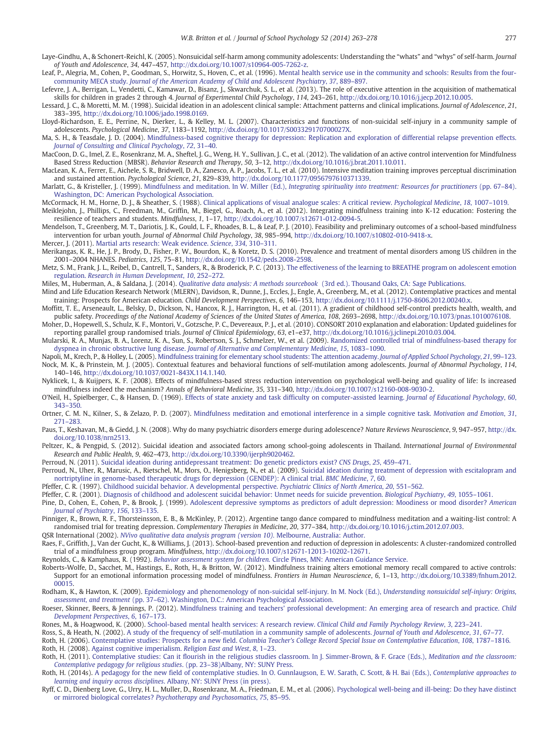Laye-Gindhu, A., & Schonert-Reichl, K. (2005). Nonsuicidal self-harm among community adolescents: Understanding the "whats" and "whys" of self-harm. *Journal of Youth and Adolescence*, *34*, 447–457, http://dx.doi.org/10.1007/s10964-005-7262-z.

Leaf, P., Alegria, M., Cohen, P., Goodman, S., Horwitz, S., Hoven, C., et al. (1996). Mental health service use in the community and schools: Results from the four-community MECA study. *Journal of the American Academy of Child and Adolescent Psychiatry*, *37*, 889–897.

Lefevre, J. A., Berrigan, L., Vendetti, C., Kamawar, D., Bisanz, J., Skwarchuk, S. L., et al. (2013). The role of executive attention in the acquisition of mathematical skills for children in grades 2 through 4. *Journal of Experimental Child Psychology*, *114*, 243–261, http://dx.doi.org/10.1016/j.jecp.2012.10.005.

Lessard, J. C., & Moretti, M. M. (1998). Suicidal ideation in an adolescent clinical sample: Attachment patterns and clinical implications. *Journal of Adolescence*, *21*, 383–395, http://dx.doi.org/10.1006/jado.1998.0169.

Lloyd-Richardson, E. E., Perrine, N., Dierker, L., & Kelley, M. L. (2007). Characteristics and functions of non-suicidal self-injury in a community sample of adolescents. *Psychological Medicine*, *37*, 1183–1192, http://dx.doi.org/10.1017/S003329170700027X.

Ma, S. H., & Teasdale, J. D. (2004). Mindfulness-based cognitive therapy for depression: Replication and exploration of differential relapse prevention effects. *Journal of Consulting and Clinical Psychology*, *72*, 31–40.

MacCoon, D. G., Imel, Z. E., Rosenkranz, M. A., Sheftel, J. G., Weng, H. Y., Sullivan, J. C., et al. (2012). The validation of an active control intervention for Mindfulness Based Stress Reduction (MBSR). *Behavior Research and Therapy*, *50*, 3–12, http://dx.doi.org/10.1016/j.brat.2011.10.011.

MacLean, K. A., Ferrer, E., Aichele, S. R., Bridwell, D. A., Zanesco, A. P., Jacobs, T. L., et al. (2010). Intensive meditation training improves perceptual discrimination and sustained attention. *Psychological Science*, *21*, 829–839, http://dx.doi.org/10.1177/0956797610371339.

Marlatt, G., & Kristeller, J. (1999). Mindfulness and meditation. In W. Miller (Ed.), *Integrating spirituality into treatment: Resources for practitioners* (pp. 67–84). Washington, DC: American Psychological Association.

McCormack, H. M., Horne, D. J., & Sheather, S. (1988). Clinical applications of visual analogue scales: A critical review. *Psychological Medicine*, *18*, 1007–1019.

Meiklejohn, J., Phillips, C., Freedman, M., Griffin, M., Biegel, G., Roach, A., et al. (2012). Integrating mindfulness training into K-12 education: Fostering the resilience of teachers and students. *Mindfulness*, *1*, 1–17, http://dx.doi.org/10.1007/s12671-012-0094-5.

Mendelson, T., Greenberg, M. T., Dariotis, J. K., Gould, L. F., Rhoades, B. L., & Leaf, P. J. (2010). Feasibility and preliminary outcomes of a school-based mindfulness intervention for urban youth. *Journal of Abnormal Child Psychology*, *38*, 985–994, http://dx.doi.org/10.1007/s10802-010-9418-x.

Mercer, J. (2011). Martial arts research: Weak evidence. *Science*, *334*, 310–311.

Merikangas, K. R., He, J. P., Brody, D., Fisher, P. W., Bourdon, K., & Koretz, D. S. (2010). Prevalence and treatment of mental disorders among US children in the 2001–2004 NHANES. *Pediatrics*, *125*, 75–81, http://dx.doi.org/10.1542/peds.2008-2598.

Metz, S. M., Frank, J. L., Reibel, D., Cantrell, T., Sanders, R., & Broderick, P. C. (2013). The effectiveness of the learning to BREATHE program on adolescent emotion regulation. *Research in Human Development*, *10*, 252–272.

Miles, M., Huberman, A., & Saldana, J. (2014). *Qualitative data analysis: A methods sourcebook* (3rd ed.). Thousand Oaks, CA: Sage Publications.

Mind and Life Education Research Network (MLERN), Davidson, R., Dunne, J., Eccles, J., Engle, A., Greenberg, M., et al. (2012). Contemplative practices and mental training: Prospects for American education. *Child Development Perspectives*, *6*, 146–153, http://dx.doi.org/10.1111/j.1750-8606.2012.00240.x.

Moffitt, T. E., Arseneault, L., Belsky, D., Dickson, N., Hancox, R. J., Harrington, H., et al. (2011). A gradient of childhood self-control predicts health, wealth, and public safety. *Proceedings of the National Academy of Sciences of the United States of America*, *108*, 2693–2698, http://dx.doi.org/10.1073/pnas.1010076108.

Moher, D., Hopewell, S., Schulz, K. F., Montori, V., Gotzsche, P. C., Devereaux, P. J., et al. (2010). CONSORT 2010 explanation and elaboration: Updated guidelines for reporting parallel group randomised trials. *Journal of Clinical Epidemiology*, *63*, e1–e37, http://dx.doi.org/10.1016/j.jclinepi.2010.03.004.

Mularski, R. A., Munjas, B. A., Lorenz, K. A., Sun, S., Robertson, S. J., Schmelzer, W., et al. (2009). Randomized controlled trial of mindfulness-based therapy for dyspnea in chronic obstructive lung disease. *Journal of Alternative and Complementary Medicine*, *15*, 1083–1090.

Napoli, M., Krech, P., & Holley, L. (2005). Mindfulness training for elementary school students: The attention academy. *Journal of Applied School Psychology*, *21*, 99–123.

Nock, M. K., & Prinstein, M. J. (2005). Contextual features and behavioral functions of self-mutilation among adolescents. *Journal of Abnormal Psychology*, *114*, 140–146, http://dx.doi.org/10.1037/0021-843X.114.1.140.

Nyklicek, I., & Kuijpers, K. F. (2008). Effects of mindfulness-based stress reduction intervention on psychological well-being and quality of life: Is increased mindfulness indeed the mechanism? *Annals of Behavioral Medicine*, *35*, 331–340, http://dx.doi.org/10.1007/s12160-008-9030-2.

O'Neil, H., Spielberger, C., & Hansen, D. (1969). Effects of state anxiety and task difficulty on computer-assisted learning. *Journal of Educational Psychology*, *60*, 343–350.

Ortner, C. M. N., Kilner, S., & Zelazo, P. D. (2007). Mindfulness meditation and emotional interference in a simple cognitive task. *Motivation and Emotion*, *31*, 271–283.

Paus, T., Keshavan, M., & Giedd, J. N. (2008). Why do many psychiatric disorders emerge during adolescence? *Nature Reviews Neuroscience*, *9*, 947–957, http://dx.doi.org/10.1038/nrn2513.

Peltzer, K., & Pengpid, S. (2012). Suicidal ideation and associated factors among school-going adolescents in Thailand. *International Journal of Environmental Research and Public Health*, *9*, 462–473, http://dx.doi.org/10.3390/ijerph9020462.

Perroud, N. (2011). Suicidal ideation during antidepressant treatment: Do genetic predictors exist? *CNS Drugs*, *25*, 459–471.

Perroud, N., Uher, R., Marusic, A., Rietschel, M., Mors, O., Henigsberg, N., et al. (2009). Suicidal ideation during treatment of depression with escitalopram and nortriptyline in genome-based therapeutic drugs for depression (GENDEP): A clinical trial. *BMC Medicine*, *7*, 60.

Pfeffer, C. R. (1997). Childhood suicidal behavior. A developmental perspective. *Psychiatric Clinics of North America*, *20*, 551–562.

Pfeffer, C. R. (2001). Diagnosis of childhood and adolescent suicidal behavior: Unmet needs for suicide prevention. *Biological Psychiatry*, *49*, 1055–1061.

Pine, D., Cohen, E., Cohen, P., & Brook, J. (1999). Adolescent depressive symptoms as predictors of adult depression: Moodiness or mood disorder? *American Journal of Psychiatry*, *156*, 133–135.

Pinniger, R., Brown, R. F., Thorsteinsson, E. B., & McKinley, P. (2012). Argentine tango dance compared to mindfulness meditation and a waiting-list control: A randomised trial for treating depression. *Complementary Therapies in Medicine*, *20*, 377–384, http://dx.doi.org/10.1016/j.ctim.2012.07.003.

QSR International (2002). *NVivo qualitative data analysis program (version 10)*. Melbourne, Australia: Author.

Raes, F., Griffith, J., Van der Gucht, K., & Williams, J. (2013). School-based prevention and reduction of depression in adolescents: A cluster-randomized controlled trial of a mindfulness group program. *Mindfulness*, http://dx.doi.org/10.1007/s12671-12013-10202-12671.

Reynolds, C., & Kamphaus, R. (1992). *Behavior assessment system for children*. Circle Pines, MN: American Guidance Service.

Roberts-Wolfe, D., Sacchet, M., Hastings, E., Roth, H., & Britton, W. (2012). Mindfulness training alters emotional memory recall compared to active controls: Support for an emotional information processing model of mindfulness. *Frontiers in Human Neuroscience*, *6*, 1–13, http://dx.doi.org/10.3389/fnhum.2012.00015.

Rodham, K., & Hawton, K. (2009). Epidemiology and phenomenology of non-suicidal self-injury. In M. Nock (Ed.), *Understanding nonsuicidal self-injury: Origins, assessment, and treatment* (pp. 37–62). Washington, D.C.: American Psychological Association.

Roeser, Skinner, Beers, & Jennings, P. (2012). Mindfulness training and teachers' professional development: An emerging area of research and practice. *Child Development Perspectives*, *6*, 167–173.

Rones, M., & Hoagwood, K. (2000). School-based mental health services: A research review. *Clinical Child and Family Psychology Review*, *3*, 223–241.

Ross, S., & Heath, N. (2002). A study of the frequency of self-mutilation in a community sample of adolescents. *Journal of Youth and Adolescence*, *31*, 67–77.

Roth, H. (2006). Contemplative studies: Prospects for a new field. *Columbia Teacher's College Record Special Issue on Contemplative Education*, *108*, 1787–1816.

Roth, H. (2008). Against cognitive imperialism. *Religion East and West*, *8*, 1–23.

Roth, H. (2011). Contemplative studies: Can it flourish in the religious studies classroom. In J. Simmer-Brown, & F. Grace (Eds.), *Meditation and the classroom: Contemplative pedagogy for religious studies*. (pp. 23–38)Albany, NY: SUNY Press.

Roth, H. (2014s). A pedagogy for the new field of contemplative studies. In O. Gunnlaugson, E. W. Sarath, C. Scott, & H. Bai (Eds.), *Contemplative approaches to learning and inquiry across disciplines*. Albany, NY: SUNY Press (in press).

Ryff, C. D., Dienberg Love, G., Urry, H. L., Muller, D., Rosenkranz, M. A., Friedman, E. M., et al. (2006). Psychological well-being and ill-being: Do they have distinct or mirrored biological correlates? *Psychotherapy and Psychosomatics*, *75*, 85–95.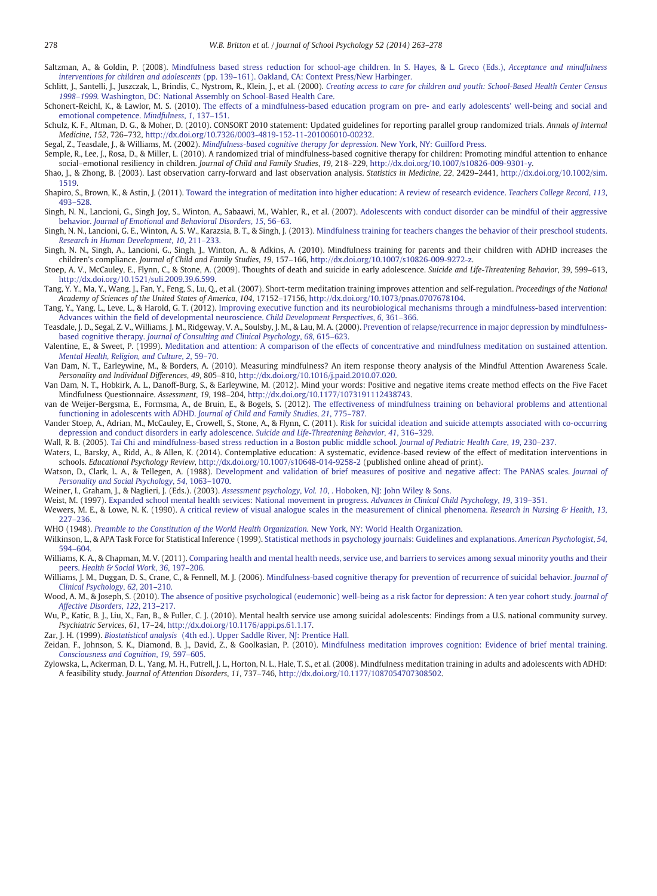Saltzman, A., & Goldin, P. (2008). Mindfulness based stress reduction for school-age children. In S. Hayes, & L. Greco (Eds.), *Acceptance and mindfulness interventions for children and adolescents* (pp. 139–161). Oakland, CA: Context Press/New Harbinger.

Schlitt, J., Santelli, J., Juszczak, L., Brindis, C., Nystrom, R., Klein, J., et al. (2000). *Creating access to care for children and youth: School-Based Health Center Census 1998–1999*. Washington, DC: National Assembly on School-Based Health Care.

Schonert-Reichl, K., & Lawlor, M. S. (2010). The effects of a mindfulness-based education program on pre- and early adolescents' well-being and social and emotional competence. *Mindfulness*, *1*, 137–151.

Schulz, K. F., Altman, D. G., & Moher, D. (2010). CONSORT 2010 statement: Updated guidelines for reporting parallel group randomized trials. *Annals of Internal Medicine*, *152*, 726–732, http://dx.doi.org/10.7326/0003-4819-152-11-201006010-00232.

Segal, Z., Teasdale, J., & Williams, M. (2002). *Mindfulness-based cognitive therapy for depression*. New York, NY: Guilford Press.

Semple, R., Lee, J., Rosa, D., & Miller, L. (2010). A randomized trial of mindfulness-based cognitive therapy for children: Promoting mindful attention to enhance social–emotional resiliency in children. *Journal of Child and Family Studies*, *19*, 218–229, http://dx.doi.org/10.1007/s10826-009-9301-y.

Shao, J., & Zhong, B. (2003). Last observation carry-forward and last observation analysis. *Statistics in Medicine*, *22*, 2429–2441, http://dx.doi.org/10.1002/sim.1519.

Shapiro, S., Brown, K., & Astin, J. (2011). Toward the integration of meditation into higher education: A review of research evidence. *Teachers College Record*, *113*, 493–528.

Singh, N. N., Lancioni, G., Singh Joy, S., Winton, A., Sabaawi, M., Wahler, R., et al. (2007). Adolescents with conduct disorder can be mindful of their aggressive behavior. *Journal of Emotional and Behavioral Disorders*, *15*, 56–63.

Singh, N. N., Lancioni, G. E., Winton, A. S. W., Karazsia, B. T., & Singh, J. (2013). Mindfulness training for teachers changes the behavior of their preschool students. *Research in Human Development*, *10*, 211–233.

Singh, N. N., Singh, A., Lancioni, G., Singh, J., Winton, A., & Adkins, A. (2010). Mindfulness training for parents and their children with ADHD increases the children's compliance. *Journal of Child and Family Studies*, *19*, 157–166, http://dx.doi.org/10.1007/s10826-009-9272-z.

Stoep, A. V., McCauley, E., Flynn, C., & Stone, A. (2009). Thoughts of death and suicide in early adolescence. *Suicide and Life-Threatening Behavior*, *39*, 599–613, http://dx.doi.org/10.1521/suli.2009.39.6.599.

Tang, Y. Y., Ma, Y., Wang, J., Fan, Y., Feng, S., Lu, Q., et al. (2007). Short-term meditation training improves attention and self-regulation. *Proceedings of the National Academy of Sciences of the United States of America*, *104*, 17152–17156, http://dx.doi.org/10.1073/pnas.0707678104.

Tang, Y., Yang, L., Leve, L., & Harold, G. T. (2012). Improving executive function and its neurobiological mechanisms through a mindfulness-based intervention: Advances within the field of developmental neuroscience. *Child Development Perspectives*, *6*, 361–366.

Teasdale, J. D., Segal, Z. V., Williams, J. M., Ridgeway, V. A., Soulsby, J. M., & Lau, M. A. (2000). Prevention of relapse/recurrence in major depression by mindfulness-based cognitive therapy. *Journal of Consulting and Clinical Psychology*, *68*, 615–623.

Valentine, E., & Sweet, P. (1999). Meditation and attention: A comparison of the effects of concentrative and mindfulness meditation on sustained attention. *Mental Health, Religion, and Culture*, *2*, 59–70.

Van Dam, N. T., Earleywine, M., & Borders, A. (2010). Measuring mindfulness? An item response theory analysis of the Mindful Attention Awareness Scale. *Personality and Individual Differences*, *49*, 805–810, http://dx.doi.org/10.1016/j.paid.2010.07.020.

Van Dam, N. T., Hobkirk, A. L., Danoff-Burg, S., & Earleywine, M. (2012). Mind your words: Positive and negative items create method effects on the Five Facet Mindfulness Questionnaire. *Assessment*, *19*, 198–204, http://dx.doi.org/10.1177/1073191112438743.

van de Weijer-Bergsma, E., Formsma, A., de Bruin, E., & Bogels, S. (2012). The effectiveness of mindfulness training on behavioral problems and attentional functioning in adolescents with ADHD. *Journal of Child and Family Studies*, *21*, 775–787.

Vander Stoep, A., Adrian, M., McCauley, E., Crowell, S., Stone, A., & Flynn, C. (2011). Risk for suicidal ideation and suicide attempts associated with co-occurring depression and conduct disorders in early adolescence. *Suicide and Life-Threatening Behavior*, *41*, 316–329.

Wall, R. B. (2005). Tai Chi and mindfulness-based stress reduction in a Boston public middle school. *Journal of Pediatric Health Care*, *19*, 230–237.

Waters, L., Barsky, A., Ridd, A., & Allen, K. (2014). Contemplative education: A systematic, evidence-based review of the effect of meditation interventions in schools. *Educational Psychology Review*, http://dx.doi.org/10.1007/s10648-014-9258-2 (published online ahead of print).

Watson, D., Clark, L. A., & Tellegen, A. (1988). Development and validation of brief measures of positive and negative affect: The PANAS scales. *Journal of Personality and Social Psychology*, *54*, 1063–1070.

Weiner, I., Graham, J., & Naglieri, J. (Eds.). (2003). *Assessment psychology*, *Vol. 10*, . Hoboken, NJ: John Wiley & Sons.

Weist, M. (1997). Expanded school mental health services: National movement in progress. *Advances in Clinical Child Psychology*, *19*, 319–351.

Wewers, M. E., & Lowe, N. K. (1990). A critical review of visual analogue scales in the measurement of clinical phenomena. *Research in Nursing & Health*, *13*, 227–236.

WHO (1948). *Preamble to the Constitution of the World Health Organization*. New York, NY: World Health Organization.

Wilkinson, L., & APA Task Force for Statistical Inference (1999). Statistical methods in psychology journals: Guidelines and explanations. *American Psychologist*, *54*, 594–604.

Williams, K. A., & Chapman, M. V. (2011). Comparing health and mental health needs, service use, and barriers to services among sexual minority youths and their peers. *Health & Social Work*, *36*, 197–206.

Williams, J. M., Duggan, D. S., Crane, C., & Fennell, M. J. (2006). Mindfulness-based cognitive therapy for prevention of recurrence of suicidal behavior. *Journal of Clinical Psychology*, *62*, 201–210.

Wood, A. M., & Joseph, S. (2010). The absence of positive psychological (eudemonic) well-being as a risk factor for depression: A ten year cohort study. *Journal of Affective Disorders*, *122*, 213–217.

Wu, P., Katic, B. J., Liu, X., Fan, B., & Fuller, C. J. (2010). Mental health service use among suicidal adolescents: Findings from a U.S. national community survey. *Psychiatric Services*, *61*, 17–24, http://dx.doi.org/10.1176/appi.ps.61.1.17.

Zar, J. H. (1999). *Biostatistical analysis* (4th ed.). Upper Saddle River, NJ: Prentice Hall.

Zeidan, F., Johnson, S. K., Diamond, B. J., David, Z., & Goolkasian, P. (2010). Mindfulness meditation improves cognition: Evidence of brief mental training. *Consciousness and Cognition*, *19*, 597–605.

Zylowska, L., Ackerman, D. L., Yang, M. H., Futrell, J. L., Horton, N. L., Hale, T. S., et al. (2008). Mindfulness meditation training in adults and adolescents with ADHD: A feasibility study. *Journal of Attention Disorders*, *11*, 737–746, http://dx.doi.org/10.1177/1087054707308502.